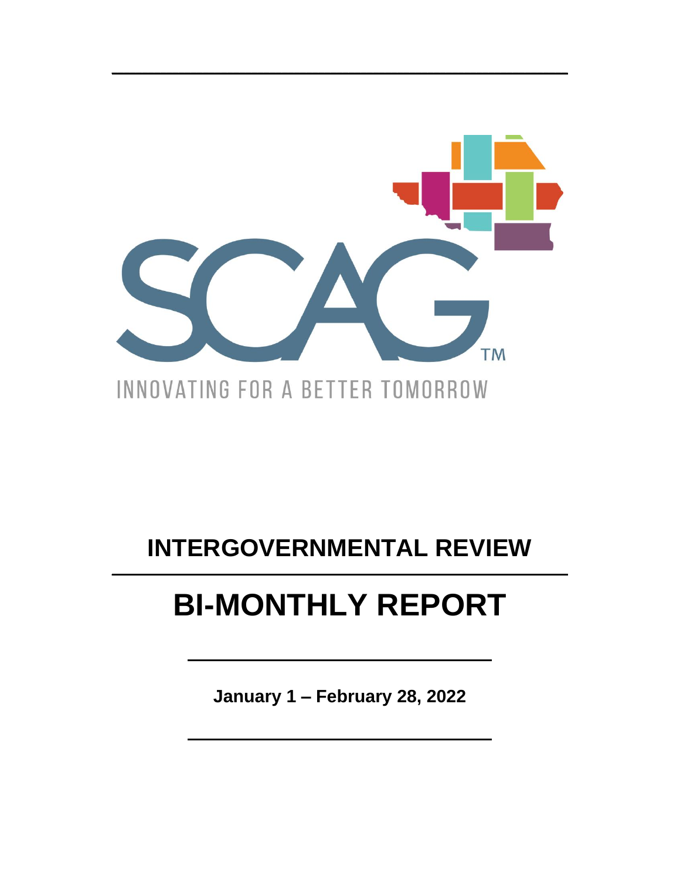SCAG™

INNOVATING FOR A BETTER TOMORROW

# INTERGOVERNMENTAL REVIEW

# BI-MONTHLY REPORT

**January 1 – February 28, 2022**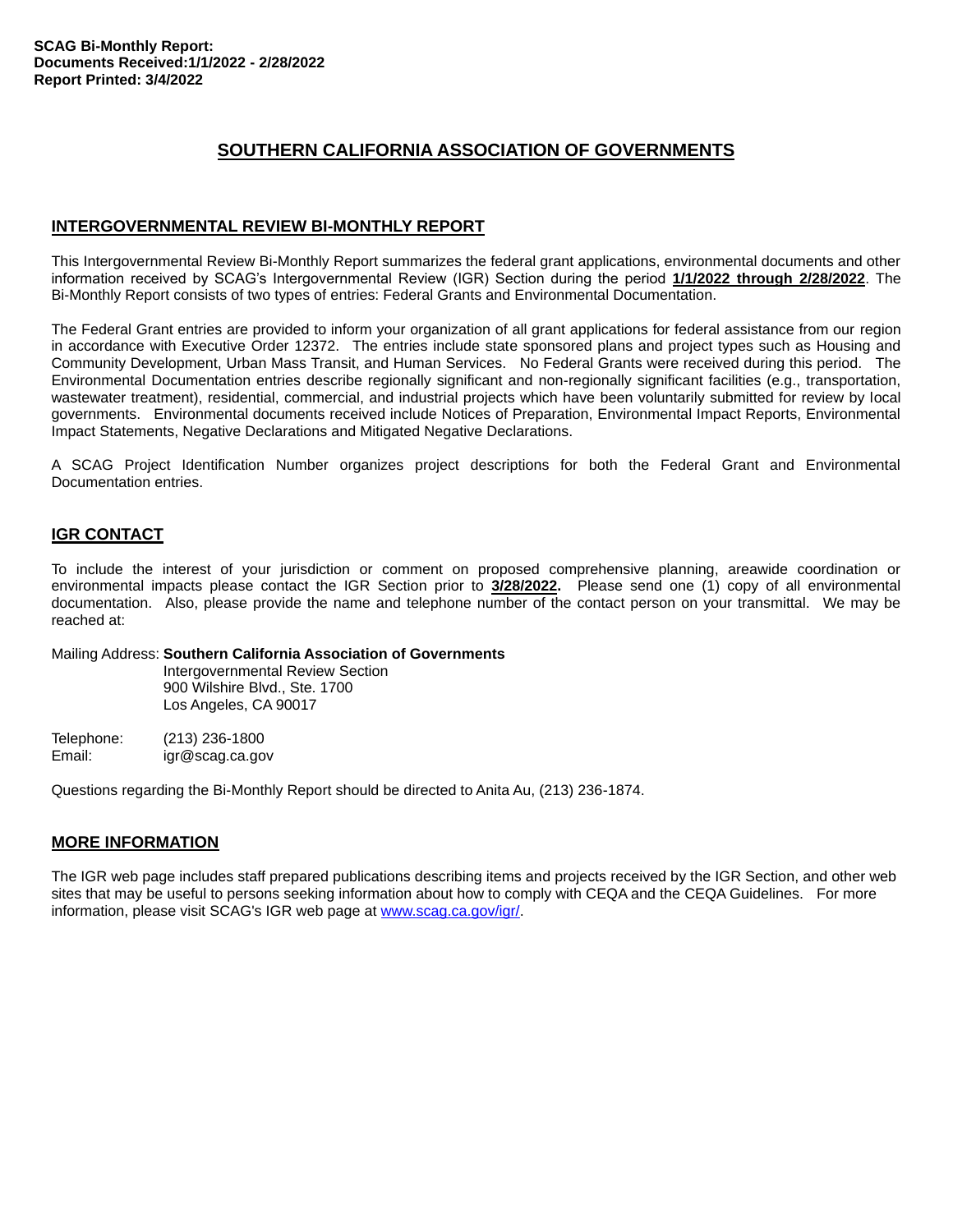**SCAG Bi-Monthly Report:**
**Documents Received:1/1/2022 - 2/28/2022**
**Report Printed: 3/4/2022**

# SOUTHERN CALIFORNIA ASSOCIATION OF GOVERNMENTS

## INTERGOVERNMENTAL REVIEW BI-MONTHLY REPORT

This Intergovernmental Review Bi-Monthly Report summarizes the federal grant applications, environmental documents and other information received by SCAG's Intergovernmental Review (IGR) Section during the period **1/1/2022 through 2/28/2022**. The Bi-Monthly Report consists of two types of entries: Federal Grants and Environmental Documentation.

The Federal Grant entries are provided to inform your organization of all grant applications for federal assistance from our region in accordance with Executive Order 12372. The entries include state sponsored plans and project types such as Housing and Community Development, Urban Mass Transit, and Human Services. No Federal Grants were received during this period. The Environmental Documentation entries describe regionally significant and non-regionally significant facilities (e.g., transportation, wastewater treatment), residential, commercial, and industrial projects which have been voluntarily submitted for review by local governments. Environmental documents received include Notices of Preparation, Environmental Impact Reports, Environmental Impact Statements, Negative Declarations and Mitigated Negative Declarations.

A SCAG Project Identification Number organizes project descriptions for both the Federal Grant and Environmental Documentation entries.

## IGR CONTACT

To include the interest of your jurisdiction or comment on proposed comprehensive planning, areawide coordination or environmental impacts please contact the IGR Section prior to **3/28/2022.** Please send one (1) copy of all environmental documentation. Also, please provide the name and telephone number of the contact person on your transmittal. We may be reached at:

Mailing Address: **Southern California Association of Governments**
Intergovernmental Review Section
900 Wilshire Blvd., Ste. 1700
Los Angeles, CA 90017

Telephone: (213) 236-1800
Email: igr@scag.ca.gov

Questions regarding the Bi-Monthly Report should be directed to Anita Au, (213) 236-1874.

## MORE INFORMATION

The IGR web page includes staff prepared publications describing items and projects received by the IGR Section, and other web sites that may be useful to persons seeking information about how to comply with CEQA and the CEQA Guidelines. For more information, please visit SCAG's IGR web page at www.scag.ca.gov/igr/.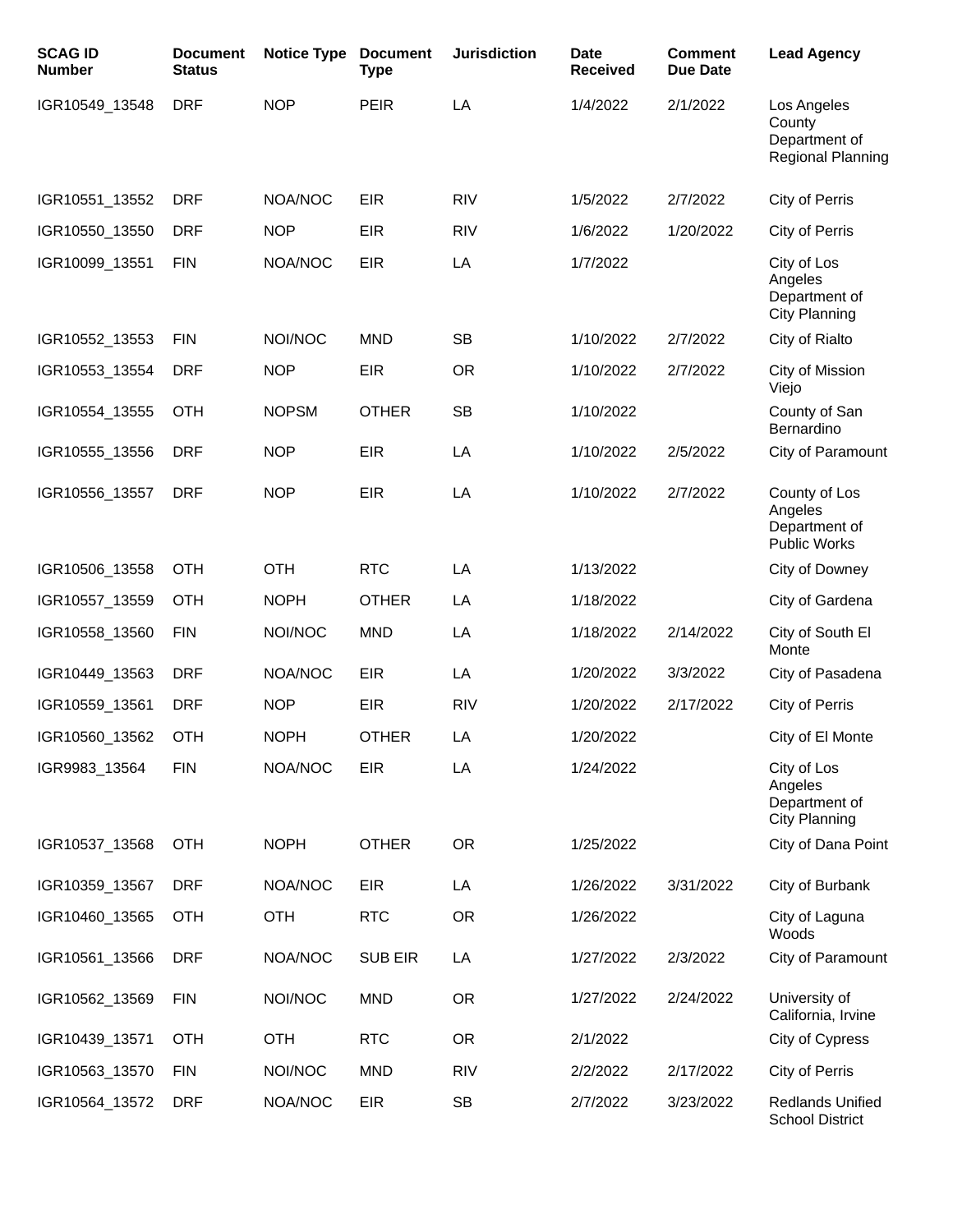| SCAG ID Number | Document Status | Notice Type | Document Type | Jurisdiction | Date Received | Comment Due Date | Lead Agency |
|---|---|---|---|---|---|---|---|
| IGR10549_13548 | DRF | NOP | PEIR | LA | 1/4/2022 | 2/1/2022 | Los Angeles County Department of Regional Planning |
| IGR10551_13552 | DRF | NOA/NOC | EIR | RIV | 1/5/2022 | 2/7/2022 | City of Perris |
| IGR10550_13550 | DRF | NOP | EIR | RIV | 1/6/2022 | 1/20/2022 | City of Perris |
| IGR10099_13551 | FIN | NOA/NOC | EIR | LA | 1/7/2022 | | City of Los Angeles Department of City Planning |
| IGR10552_13553 | FIN | NOI/NOC | MND | SB | 1/10/2022 | 2/7/2022 | City of Rialto |
| IGR10553_13554 | DRF | NOP | EIR | OR | 1/10/2022 | 2/7/2022 | City of Mission Viejo |
| IGR10554_13555 | OTH | NOPSM | OTHER | SB | 1/10/2022 | | County of San Bernardino |
| IGR10555_13556 | DRF | NOP | EIR | LA | 1/10/2022 | 2/5/2022 | City of Paramount |
| IGR10556_13557 | DRF | NOP | EIR | LA | 1/10/2022 | 2/7/2022 | County of Los Angeles Department of Public Works |
| IGR10506_13558 | OTH | OTH | RTC | LA | 1/13/2022 | | City of Downey |
| IGR10557_13559 | OTH | NOPH | OTHER | LA | 1/18/2022 | | City of Gardena |
| IGR10558_13560 | FIN | NOI/NOC | MND | LA | 1/18/2022 | 2/14/2022 | City of South El Monte |
| IGR10449_13563 | DRF | NOA/NOC | EIR | LA | 1/20/2022 | 3/3/2022 | City of Pasadena |
| IGR10559_13561 | DRF | NOP | EIR | RIV | 1/20/2022 | 2/17/2022 | City of Perris |
| IGR10560_13562 | OTH | NOPH | OTHER | LA | 1/20/2022 | | City of El Monte |
| IGR9983_13564 | FIN | NOA/NOC | EIR | LA | 1/24/2022 | | City of Los Angeles Department of City Planning |
| IGR10537_13568 | OTH | NOPH | OTHER | OR | 1/25/2022 | | City of Dana Point |
| IGR10359_13567 | DRF | NOA/NOC | EIR | LA | 1/26/2022 | 3/31/2022 | City of Burbank |
| IGR10460_13565 | OTH | OTH | RTC | OR | 1/26/2022 | | City of Laguna Woods |
| IGR10561_13566 | DRF | NOA/NOC | SUB EIR | LA | 1/27/2022 | 2/3/2022 | City of Paramount |
| IGR10562_13569 | FIN | NOI/NOC | MND | OR | 1/27/2022 | 2/24/2022 | University of California, Irvine |
| IGR10439_13571 | OTH | OTH | RTC | OR | 2/1/2022 | | City of Cypress |
| IGR10563_13570 | FIN | NOI/NOC | MND | RIV | 2/2/2022 | 2/17/2022 | City of Perris |
| IGR10564_13572 | DRF | NOA/NOC | EIR | SB | 2/7/2022 | 3/23/2022 | Redlands Unified School District |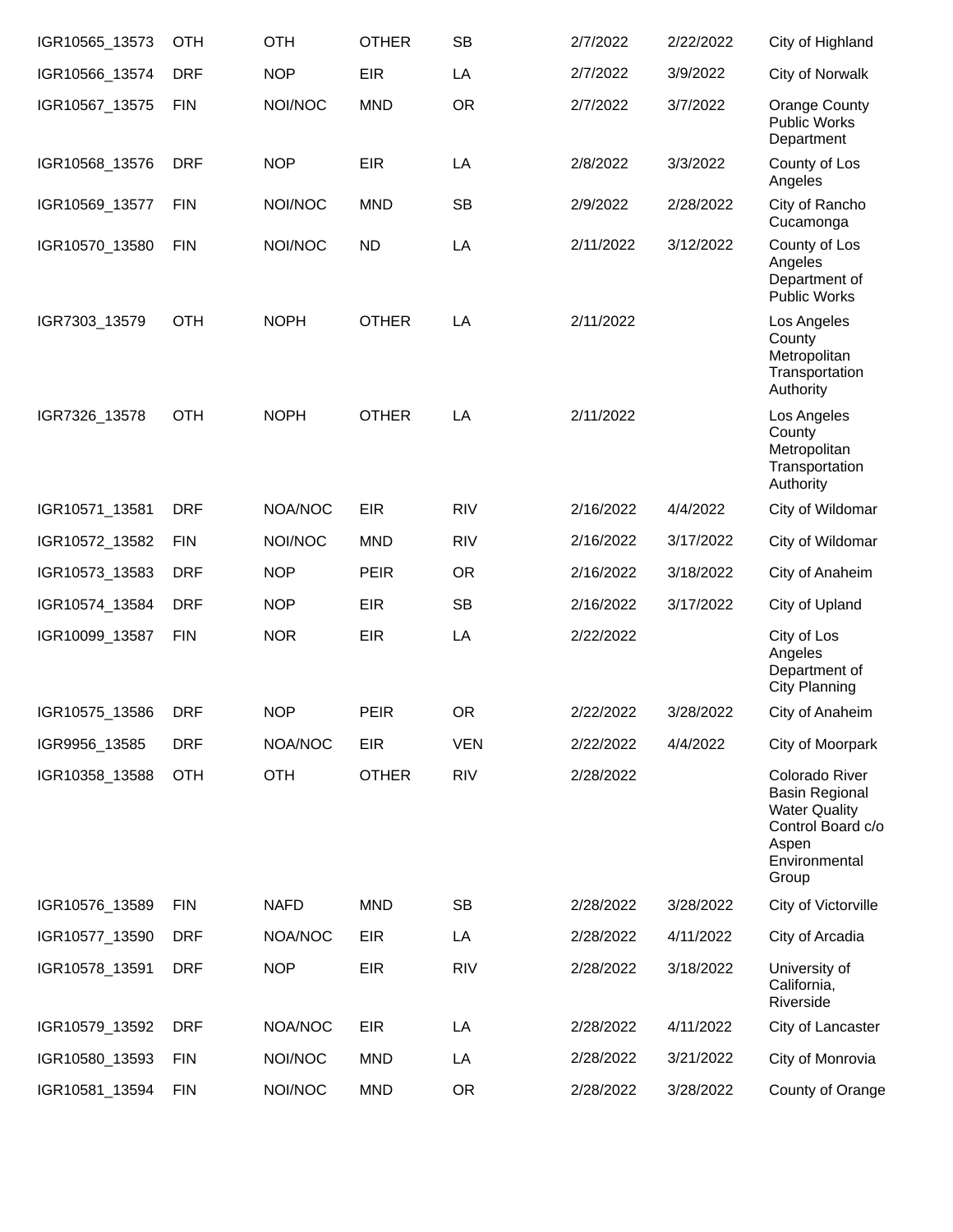| | | | | | | | |
|---|---|---|---|---|---|---|---|
| IGR10565_13573 | OTH | OTH | OTHER | SB | 2/7/2022 | 2/22/2022 | City of Highland |
| IGR10566_13574 | DRF | NOP | EIR | LA | 2/7/2022 | 3/9/2022 | City of Norwalk |
| IGR10567_13575 | FIN | NOI/NOC | MND | OR | 2/7/2022 | 3/7/2022 | Orange County Public Works Department |
| IGR10568_13576 | DRF | NOP | EIR | LA | 2/8/2022 | 3/3/2022 | County of Los Angeles |
| IGR10569_13577 | FIN | NOI/NOC | MND | SB | 2/9/2022 | 2/28/2022 | City of Rancho Cucamonga |
| IGR10570_13580 | FIN | NOI/NOC | ND | LA | 2/11/2022 | 3/12/2022 | County of Los Angeles Department of Public Works |
| IGR7303_13579 | OTH | NOPH | OTHER | LA | 2/11/2022 | | Los Angeles County Metropolitan Transportation Authority |
| IGR7326_13578 | OTH | NOPH | OTHER | LA | 2/11/2022 | | Los Angeles County Metropolitan Transportation Authority |
| IGR10571_13581 | DRF | NOA/NOC | EIR | RIV | 2/16/2022 | 4/4/2022 | City of Wildomar |
| IGR10572_13582 | FIN | NOI/NOC | MND | RIV | 2/16/2022 | 3/17/2022 | City of Wildomar |
| IGR10573_13583 | DRF | NOP | PEIR | OR | 2/16/2022 | 3/18/2022 | City of Anaheim |
| IGR10574_13584 | DRF | NOP | EIR | SB | 2/16/2022 | 3/17/2022 | City of Upland |
| IGR10099_13587 | FIN | NOR | EIR | LA | 2/22/2022 | | City of Los Angeles Department of City Planning |
| IGR10575_13586 | DRF | NOP | PEIR | OR | 2/22/2022 | 3/28/2022 | City of Anaheim |
| IGR9956_13585 | DRF | NOA/NOC | EIR | VEN | 2/22/2022 | 4/4/2022 | City of Moorpark |
| IGR10358_13588 | OTH | OTH | OTHER | RIV | 2/28/2022 | | Colorado River Basin Regional Water Quality Control Board c/o Aspen Environmental Group |
| IGR10576_13589 | FIN | NAFD | MND | SB | 2/28/2022 | 3/28/2022 | City of Victorville |
| IGR10577_13590 | DRF | NOA/NOC | EIR | LA | 2/28/2022 | 4/11/2022 | City of Arcadia |
| IGR10578_13591 | DRF | NOP | EIR | RIV | 2/28/2022 | 3/18/2022 | University of California, Riverside |
| IGR10579_13592 | DRF | NOA/NOC | EIR | LA | 2/28/2022 | 4/11/2022 | City of Lancaster |
| IGR10580_13593 | FIN | NOI/NOC | MND | LA | 2/28/2022 | 3/21/2022 | City of Monrovia |
| IGR10581_13594 | FIN | NOI/NOC | MND | OR | 2/28/2022 | 3/28/2022 | County of Orange |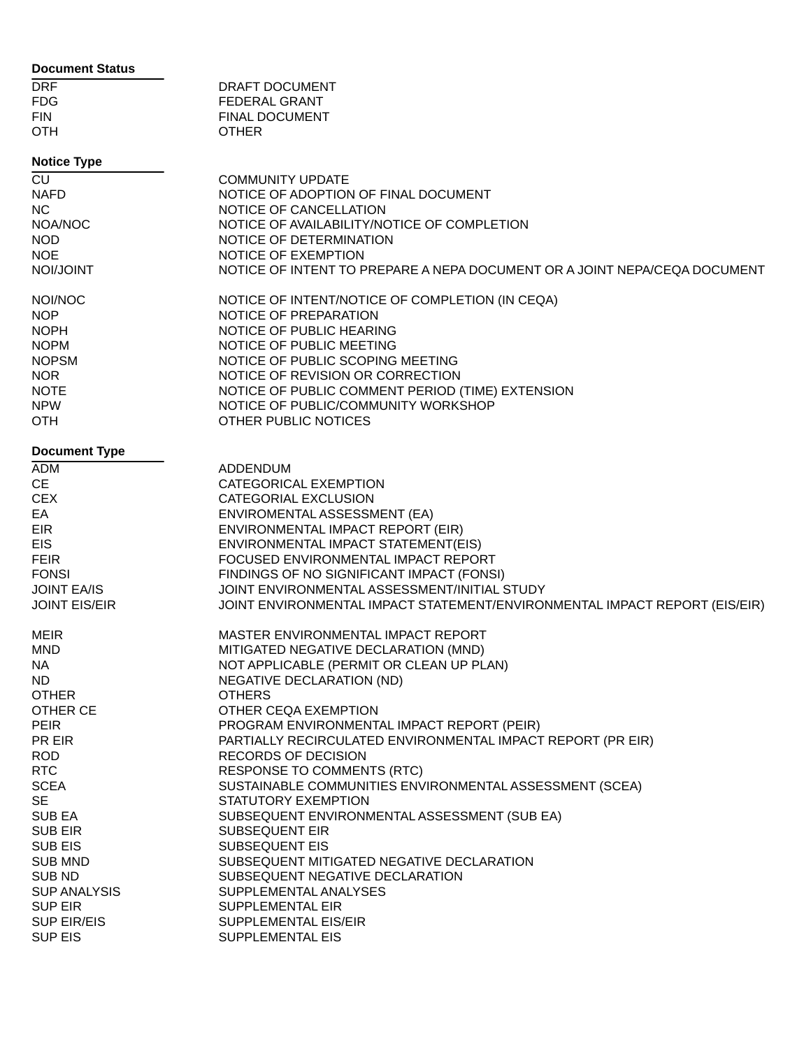**Document Status**

| | |
|---|---|
| DRF | DRAFT DOCUMENT |
| FDG | FEDERAL GRANT |
| FIN | FINAL DOCUMENT |
| OTH | OTHER |

**Notice Type**

| | |
|---|---|
| CU | COMMUNITY UPDATE |
| NAFD | NOTICE OF ADOPTION OF FINAL DOCUMENT |
| NC | NOTICE OF CANCELLATION |
| NOA/NOC | NOTICE OF AVAILABILITY/NOTICE OF COMPLETION |
| NOD | NOTICE OF DETERMINATION |
| NOE | NOTICE OF EXEMPTION |
| NOI/JOINT | NOTICE OF INTENT TO PREPARE A NEPA DOCUMENT OR A JOINT NEPA/CEQA DOCUMENT |
| NOI/NOC | NOTICE OF INTENT/NOTICE OF COMPLETION (IN CEQA) |
| NOP | NOTICE OF PREPARATION |
| NOPH | NOTICE OF PUBLIC HEARING |
| NOPM | NOTICE OF PUBLIC MEETING |
| NOPSM | NOTICE OF PUBLIC SCOPING MEETING |
| NOR | NOTICE OF REVISION OR CORRECTION |
| NOTE | NOTICE OF PUBLIC COMMENT PERIOD (TIME) EXTENSION |
| NPW | NOTICE OF PUBLIC/COMMUNITY WORKSHOP |
| OTH | OTHER PUBLIC NOTICES |

**Document Type**

| | |
|---|---|
| ADM | ADDENDUM |
| CE | CATEGORICAL EXEMPTION |
| CEX | CATEGORIAL EXCLUSION |
| EA | ENVIROMENTAL ASSESSMENT (EA) |
| EIR | ENVIRONMENTAL IMPACT REPORT (EIR) |
| EIS | ENVIRONMENTAL IMPACT STATEMENT(EIS) |
| FEIR | FOCUSED ENVIRONMENTAL IMPACT REPORT |
| FONSI | FINDINGS OF NO SIGNIFICANT IMPACT (FONSI) |
| JOINT EA/IS | JOINT ENVIRONMENTAL ASSESSMENT/INITIAL STUDY |
| JOINT EIS/EIR | JOINT ENVIRONMENTAL IMPACT STATEMENT/ENVIRONMENTAL IMPACT REPORT (EIS/EIR) |
| MEIR | MASTER ENVIRONMENTAL IMPACT REPORT |
| MND | MITIGATED NEGATIVE DECLARATION (MND) |
| NA | NOT APPLICABLE (PERMIT OR CLEAN UP PLAN) |
| ND | NEGATIVE DECLARATION (ND) |
| OTHER | OTHERS |
| OTHER CE | OTHER CEQA EXEMPTION |
| PEIR | PROGRAM ENVIRONMENTAL IMPACT REPORT (PEIR) |
| PR EIR | PARTIALLY RECIRCULATED ENVIRONMENTAL IMPACT REPORT (PR EIR) |
| ROD | RECORDS OF DECISION |
| RTC | RESPONSE TO COMMENTS (RTC) |
| SCEA | SUSTAINABLE COMMUNITIES ENVIRONMENTAL ASSESSMENT (SCEA) |
| SE | STATUTORY EXEMPTION |
| SUB EA | SUBSEQUENT ENVIRONMENTAL ASSESSMENT (SUB EA) |
| SUB EIR | SUBSEQUENT EIR |
| SUB EIS | SUBSEQUENT EIS |
| SUB MND | SUBSEQUENT MITIGATED NEGATIVE DECLARATION |
| SUB ND | SUBSEQUENT NEGATIVE DECLARATION |
| SUP ANALYSIS | SUPPLEMENTAL ANALYSES |
| SUP EIR | SUPPLEMENTAL EIR |
| SUP EIR/EIS | SUPPLEMENTAL EIS/EIR |
| SUP EIS | SUPPLEMENTAL EIS |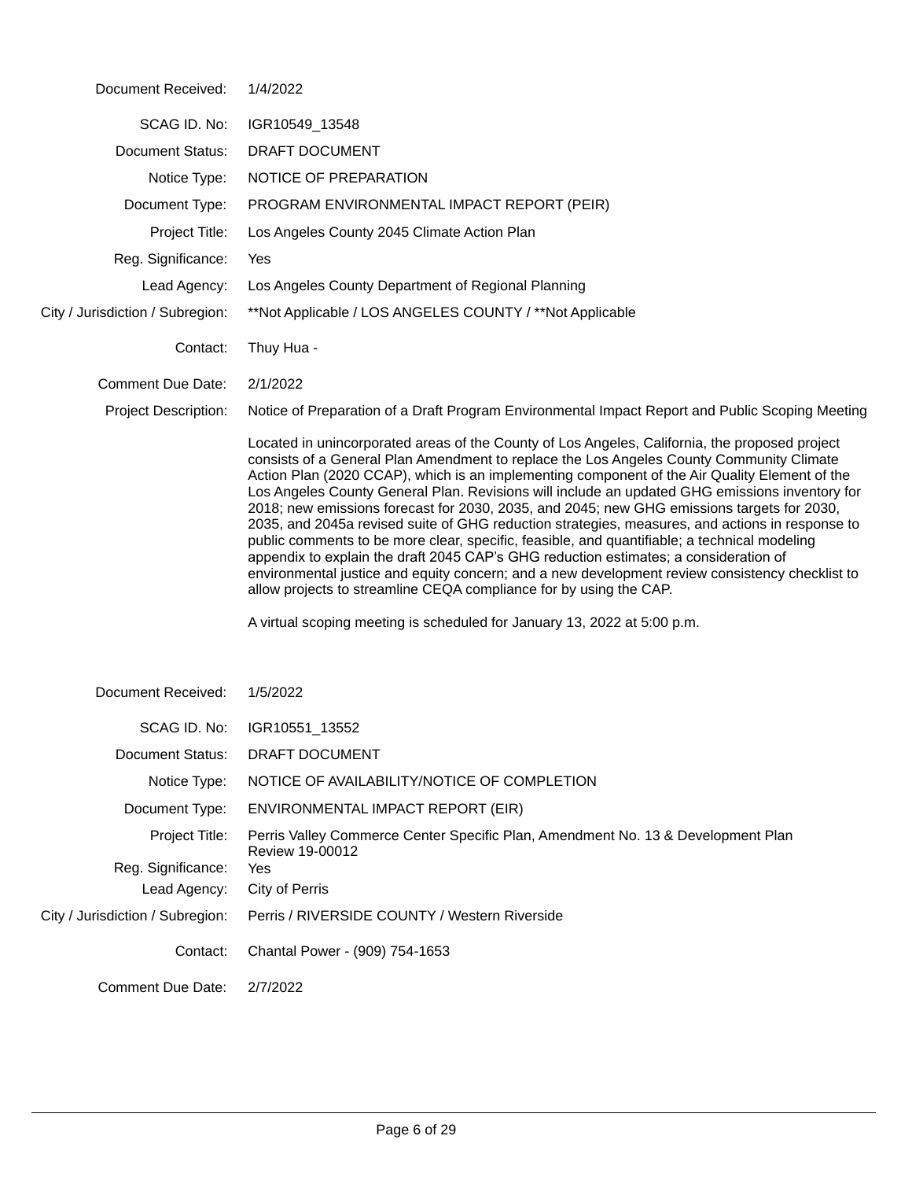| | |
|---|---|
| Document Received: | 1/4/2022 |
| SCAG ID. No: | IGR10549_13548 |
| Document Status: | DRAFT DOCUMENT |
| Notice Type: | NOTICE OF PREPARATION |
| Document Type: | PROGRAM ENVIRONMENTAL IMPACT REPORT (PEIR) |
| Project Title: | Los Angeles County 2045 Climate Action Plan |
| Reg. Significance: | Yes |
| Lead Agency: | Los Angeles County Department of Regional Planning |
| City / Jurisdiction / Subregion: | **Not Applicable / LOS ANGELES COUNTY / **Not Applicable |
| Contact: | Thuy Hua - |
| Comment Due Date: | 2/1/2022 |
| Project Description: | Notice of Preparation of a Draft Program Environmental Impact Report and Public Scoping Meeting |

Located in unincorporated areas of the County of Los Angeles, California, the proposed project consists of a General Plan Amendment to replace the Los Angeles County Community Climate Action Plan (2020 CCAP), which is an implementing component of the Air Quality Element of the Los Angeles County General Plan. Revisions will include an updated GHG emissions inventory for 2018; new emissions forecast for 2030, 2035, and 2045; new GHG emissions targets for 2030, 2035, and 2045a revised suite of GHG reduction strategies, measures, and actions in response to public comments to be more clear, specific, feasible, and quantifiable; a technical modeling appendix to explain the draft 2045 CAP's GHG reduction estimates; a consideration of environmental justice and equity concern; and a new development review consistency checklist to allow projects to streamline CEQA compliance for by using the CAP.

A virtual scoping meeting is scheduled for January 13, 2022 at 5:00 p.m.

| | |
|---|---|
| Document Received: | 1/5/2022 |
| SCAG ID. No: | IGR10551_13552 |
| Document Status: | DRAFT DOCUMENT |
| Notice Type: | NOTICE OF AVAILABILITY/NOTICE OF COMPLETION |
| Document Type: | ENVIRONMENTAL IMPACT REPORT (EIR) |
| Project Title: | Perris Valley Commerce Center Specific Plan, Amendment No. 13 & Development Plan Review 19-00012 |
| Reg. Significance: | Yes |
| Lead Agency: | City of Perris |
| City / Jurisdiction / Subregion: | Perris / RIVERSIDE COUNTY / Western Riverside |
| Contact: | Chantal Power - (909) 754-1653 |
| Comment Due Date: | 2/7/2022 |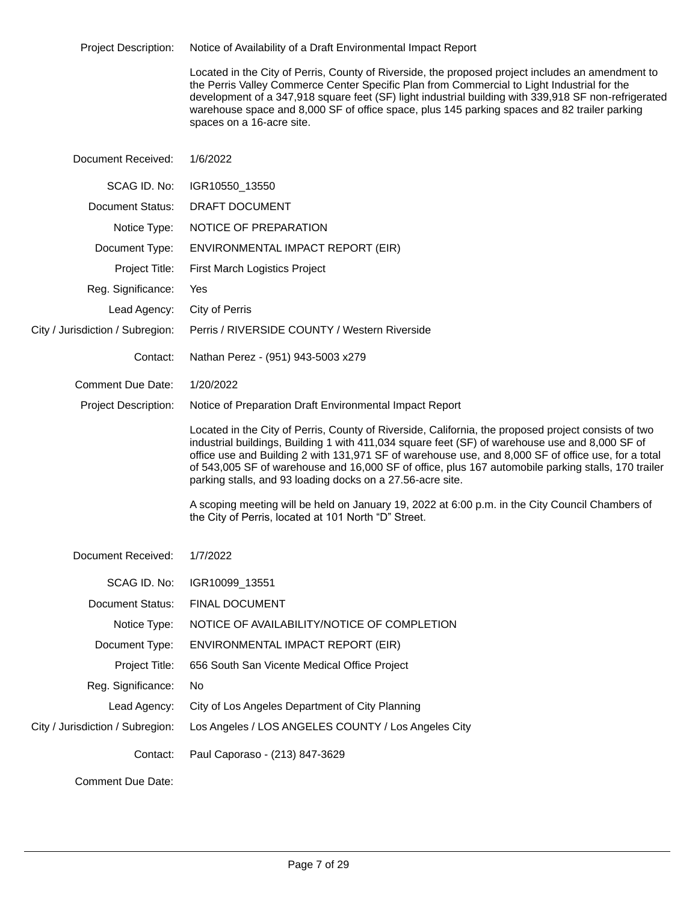Project Description: Notice of Availability of a Draft Environmental Impact Report

Located in the City of Perris, County of Riverside, the proposed project includes an amendment to the Perris Valley Commerce Center Specific Plan from Commercial to Light Industrial for the development of a 347,918 square feet (SF) light industrial building with 339,918 SF non-refrigerated warehouse space and 8,000 SF of office space, plus 145 parking spaces and 82 trailer parking spaces on a 16-acre site.

Document Received: 1/6/2022

SCAG ID. No: IGR10550_13550

Document Status: DRAFT DOCUMENT

Notice Type: NOTICE OF PREPARATION

Document Type: ENVIRONMENTAL IMPACT REPORT (EIR)

Project Title: First March Logistics Project

Reg. Significance: Yes

Lead Agency: City of Perris

City / Jurisdiction / Subregion: Perris / RIVERSIDE COUNTY / Western Riverside

Contact: Nathan Perez - (951) 943-5003 x279

Comment Due Date: 1/20/2022

Project Description: Notice of Preparation Draft Environmental Impact Report

Located in the City of Perris, County of Riverside, California, the proposed project consists of two industrial buildings, Building 1 with 411,034 square feet (SF) of warehouse use and 8,000 SF of office use and Building 2 with 131,971 SF of warehouse use, and 8,000 SF of office use, for a total of 543,005 SF of warehouse and 16,000 SF of office, plus 167 automobile parking stalls, 170 trailer parking stalls, and 93 loading docks on a 27.56-acre site.

A scoping meeting will be held on January 19, 2022 at 6:00 p.m. in the City Council Chambers of the City of Perris, located at 101 North "D" Street.

Document Received: 1/7/2022

SCAG ID. No: IGR10099_13551

Document Status: FINAL DOCUMENT

Notice Type: NOTICE OF AVAILABILITY/NOTICE OF COMPLETION

Document Type: ENVIRONMENTAL IMPACT REPORT (EIR)

Project Title: 656 South San Vicente Medical Office Project

Reg. Significance: No

Lead Agency: City of Los Angeles Department of City Planning

City / Jurisdiction / Subregion: Los Angeles / LOS ANGELES COUNTY / Los Angeles City

Contact: Paul Caporaso - (213) 847-3629

Comment Due Date: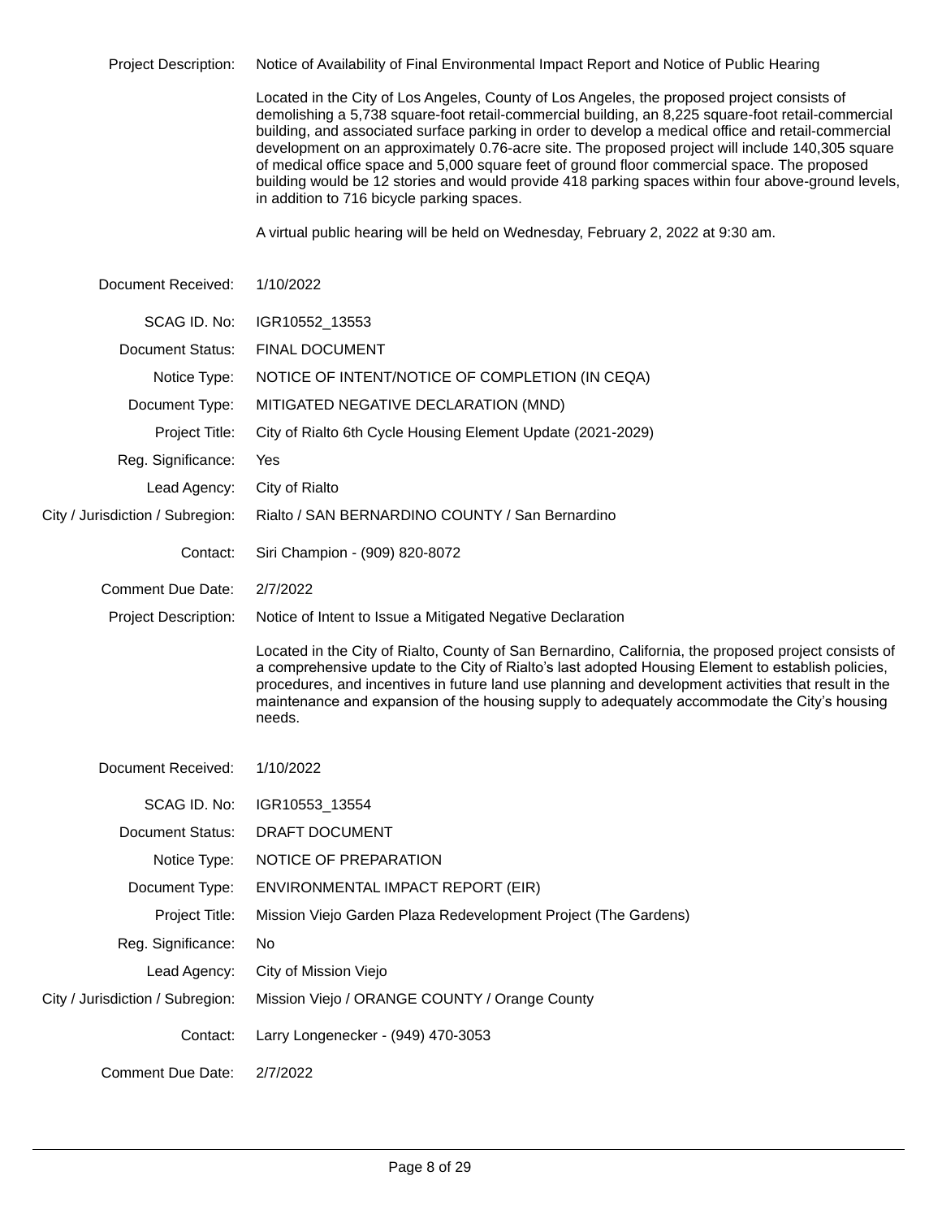Project Description: Notice of Availability of Final Environmental Impact Report and Notice of Public Hearing

Located in the City of Los Angeles, County of Los Angeles, the proposed project consists of demolishing a 5,738 square-foot retail-commercial building, an 8,225 square-foot retail-commercial building, and associated surface parking in order to develop a medical office and retail-commercial development on an approximately 0.76-acre site. The proposed project will include 140,305 square of medical office space and 5,000 square feet of ground floor commercial space. The proposed building would be 12 stories and would provide 418 parking spaces within four above-ground levels, in addition to 716 bicycle parking spaces.

A virtual public hearing will be held on Wednesday, February 2, 2022 at 9:30 am.

| | |
|---|---|
| Document Received: | 1/10/2022 |
| SCAG ID. No: | IGR10552_13553 |
| Document Status: | FINAL DOCUMENT |
| Notice Type: | NOTICE OF INTENT/NOTICE OF COMPLETION (IN CEQA) |
| Document Type: | MITIGATED NEGATIVE DECLARATION (MND) |
| Project Title: | City of Rialto 6th Cycle Housing Element Update (2021-2029) |
| Reg. Significance: | Yes |
| Lead Agency: | City of Rialto |
| City / Jurisdiction / Subregion: | Rialto / SAN BERNARDINO COUNTY / San Bernardino |
| Contact: | Siri Champion - (909) 820-8072 |
| Comment Due Date: | 2/7/2022 |
| Project Description: | Notice of Intent to Issue a Mitigated Negative Declaration |

Located in the City of Rialto, County of San Bernardino, California, the proposed project consists of a comprehensive update to the City of Rialto's last adopted Housing Element to establish policies, procedures, and incentives in future land use planning and development activities that result in the maintenance and expansion of the housing supply to adequately accommodate the City's housing needs.

| | |
|---|---|
| Document Received: | 1/10/2022 |
| SCAG ID. No: | IGR10553_13554 |
| Document Status: | DRAFT DOCUMENT |
| Notice Type: | NOTICE OF PREPARATION |
| Document Type: | ENVIRONMENTAL IMPACT REPORT (EIR) |
| Project Title: | Mission Viejo Garden Plaza Redevelopment Project (The Gardens) |
| Reg. Significance: | No |
| Lead Agency: | City of Mission Viejo |
| City / Jurisdiction / Subregion: | Mission Viejo / ORANGE COUNTY / Orange County |
| Contact: | Larry Longenecker - (949) 470-3053 |
| Comment Due Date: | 2/7/2022 |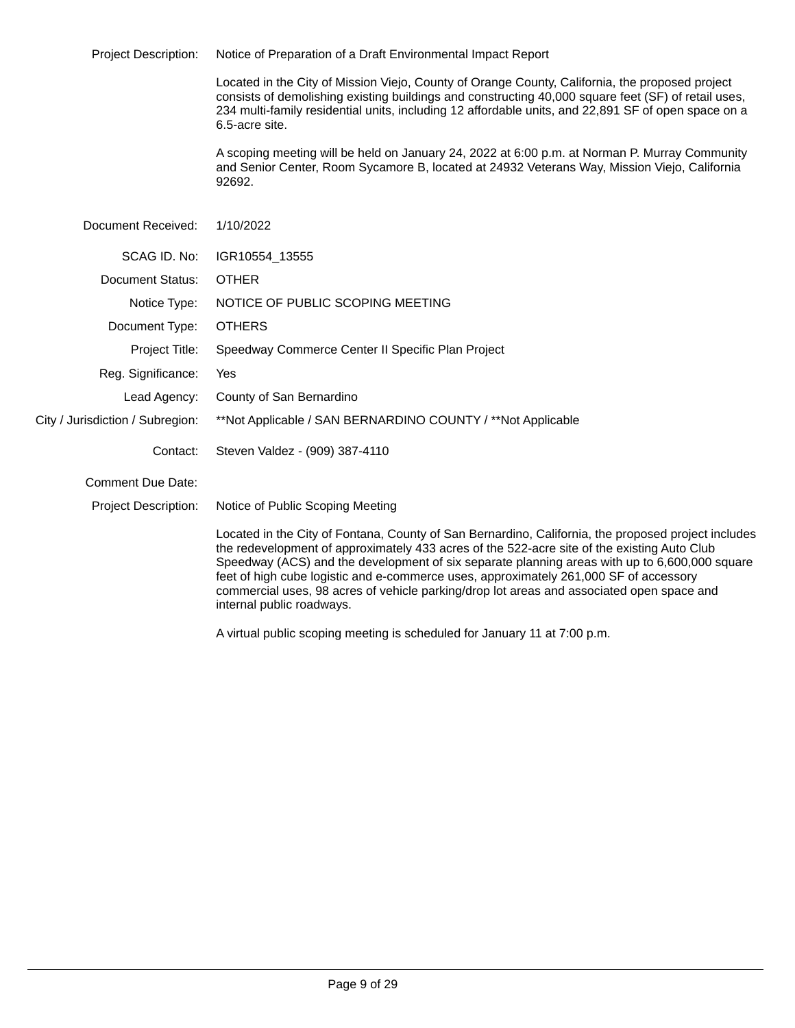| | |
|---|---|
| Project Description: | Notice of Preparation of a Draft Environmental Impact Report |
| | Located in the City of Mission Viejo, County of Orange County, California, the proposed project consists of demolishing existing buildings and constructing 40,000 square feet (SF) of retail uses, 234 multi-family residential units, including 12 affordable units, and 22,891 SF of open space on a 6.5-acre site. |
| | A scoping meeting will be held on January 24, 2022 at 6:00 p.m. at Norman P. Murray Community and Senior Center, Room Sycamore B, located at 24932 Veterans Way, Mission Viejo, California 92692. |

| | |
|---|---|
| Document Received: | 1/10/2022 |
| SCAG ID. No: | IGR10554_13555 |
| Document Status: | OTHER |
| Notice Type: | NOTICE OF PUBLIC SCOPING MEETING |
| Document Type: | OTHERS |
| Project Title: | Speedway Commerce Center II Specific Plan Project |
| Reg. Significance: | Yes |
| Lead Agency: | County of San Bernardino |
| City / Jurisdiction / Subregion: | **Not Applicable / SAN BERNARDINO COUNTY / **Not Applicable |
| Contact: | Steven Valdez - (909) 387-4110 |
| Comment Due Date: | |
| Project Description: | Notice of Public Scoping Meeting |
| | Located in the City of Fontana, County of San Bernardino, California, the proposed project includes the redevelopment of approximately 433 acres of the 522-acre site of the existing Auto Club Speedway (ACS) and the development of six separate planning areas with up to 6,600,000 square feet of high cube logistic and e-commerce uses, approximately 261,000 SF of accessory commercial uses, 98 acres of vehicle parking/drop lot areas and associated open space and internal public roadways. |
| | A virtual public scoping meeting is scheduled for January 11 at 7:00 p.m. |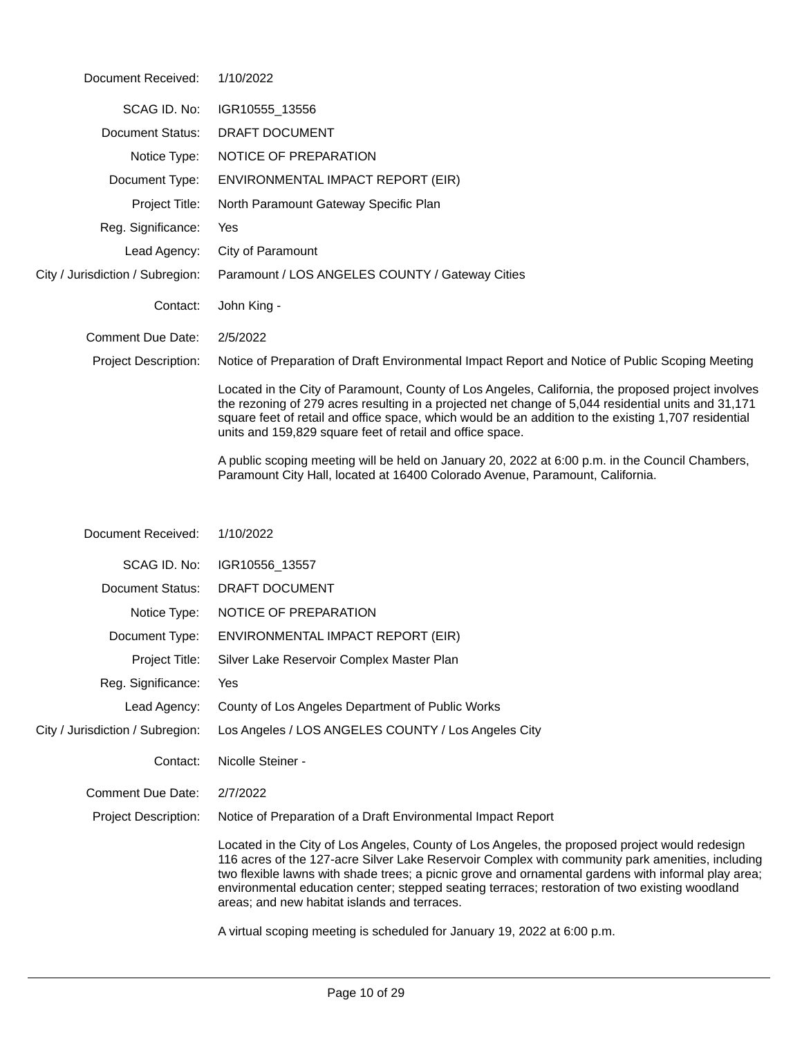| | |
|---|---|
| Document Received: | 1/10/2022 |
| SCAG ID. No: | IGR10555_13556 |
| Document Status: | DRAFT DOCUMENT |
| Notice Type: | NOTICE OF PREPARATION |
| Document Type: | ENVIRONMENTAL IMPACT REPORT (EIR) |
| Project Title: | North Paramount Gateway Specific Plan |
| Reg. Significance: | Yes |
| Lead Agency: | City of Paramount |
| City / Jurisdiction / Subregion: | Paramount / LOS ANGELES COUNTY / Gateway Cities |
| Contact: | John King - |
| Comment Due Date: | 2/5/2022 |
| Project Description: | Notice of Preparation of Draft Environmental Impact Report and Notice of Public Scoping Meeting |

Located in the City of Paramount, County of Los Angeles, California, the proposed project involves the rezoning of 279 acres resulting in a projected net change of 5,044 residential units and 31,171 square feet of retail and office space, which would be an addition to the existing 1,707 residential units and 159,829 square feet of retail and office space.

A public scoping meeting will be held on January 20, 2022 at 6:00 p.m. in the Council Chambers, Paramount City Hall, located at 16400 Colorado Avenue, Paramount, California.

| | |
|---|---|
| Document Received: | 1/10/2022 |
| SCAG ID. No: | IGR10556_13557 |
| Document Status: | DRAFT DOCUMENT |
| Notice Type: | NOTICE OF PREPARATION |
| Document Type: | ENVIRONMENTAL IMPACT REPORT (EIR) |
| Project Title: | Silver Lake Reservoir Complex Master Plan |
| Reg. Significance: | Yes |
| Lead Agency: | County of Los Angeles Department of Public Works |
| City / Jurisdiction / Subregion: | Los Angeles / LOS ANGELES COUNTY / Los Angeles City |
| Contact: | Nicolle Steiner - |
| Comment Due Date: | 2/7/2022 |
| Project Description: | Notice of Preparation of a Draft Environmental Impact Report |

Located in the City of Los Angeles, County of Los Angeles, the proposed project would redesign 116 acres of the 127-acre Silver Lake Reservoir Complex with community park amenities, including two flexible lawns with shade trees; a picnic grove and ornamental gardens with informal play area; environmental education center; stepped seating terraces; restoration of two existing woodland areas; and new habitat islands and terraces.

A virtual scoping meeting is scheduled for January 19, 2022 at 6:00 p.m.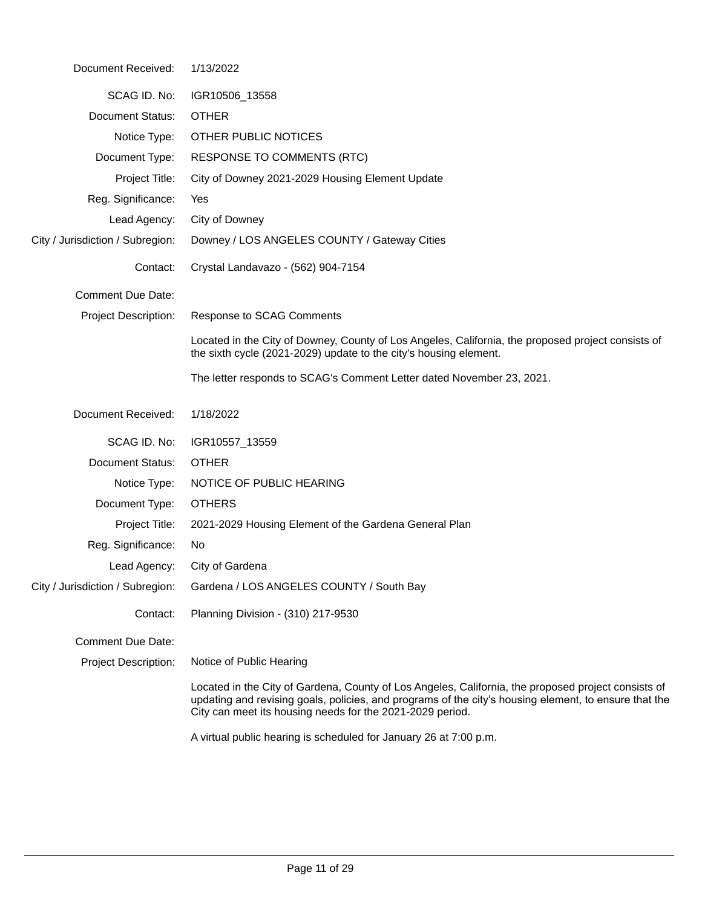| | |
|---|---|
| Document Received: | 1/13/2022 |
| SCAG ID. No: | IGR10506_13558 |
| Document Status: | OTHER |
| Notice Type: | OTHER PUBLIC NOTICES |
| Document Type: | RESPONSE TO COMMENTS (RTC) |
| Project Title: | City of Downey 2021-2029 Housing Element Update |
| Reg. Significance: | Yes |
| Lead Agency: | City of Downey |
| City / Jurisdiction / Subregion: | Downey / LOS ANGELES COUNTY / Gateway Cities |
| Contact: | Crystal Landavazo - (562) 904-7154 |
| Comment Due Date: | |
| Project Description: | Response to SCAG Comments |

Located in the City of Downey, County of Los Angeles, California, the proposed project consists of the sixth cycle (2021-2029) update to the city's housing element.

The letter responds to SCAG's Comment Letter dated November 23, 2021.

| | |
|---|---|
| Document Received: | 1/18/2022 |
| SCAG ID. No: | IGR10557_13559 |
| Document Status: | OTHER |
| Notice Type: | NOTICE OF PUBLIC HEARING |
| Document Type: | OTHERS |
| Project Title: | 2021-2029 Housing Element of the Gardena General Plan |
| Reg. Significance: | No |
| Lead Agency: | City of Gardena |
| City / Jurisdiction / Subregion: | Gardena / LOS ANGELES COUNTY / South Bay |
| Contact: | Planning Division - (310) 217-9530 |
| Comment Due Date: | |
| Project Description: | Notice of Public Hearing |

Located in the City of Gardena, County of Los Angeles, California, the proposed project consists of updating and revising goals, policies, and programs of the city's housing element, to ensure that the City can meet its housing needs for the 2021-2029 period.

A virtual public hearing is scheduled for January 26 at 7:00 p.m.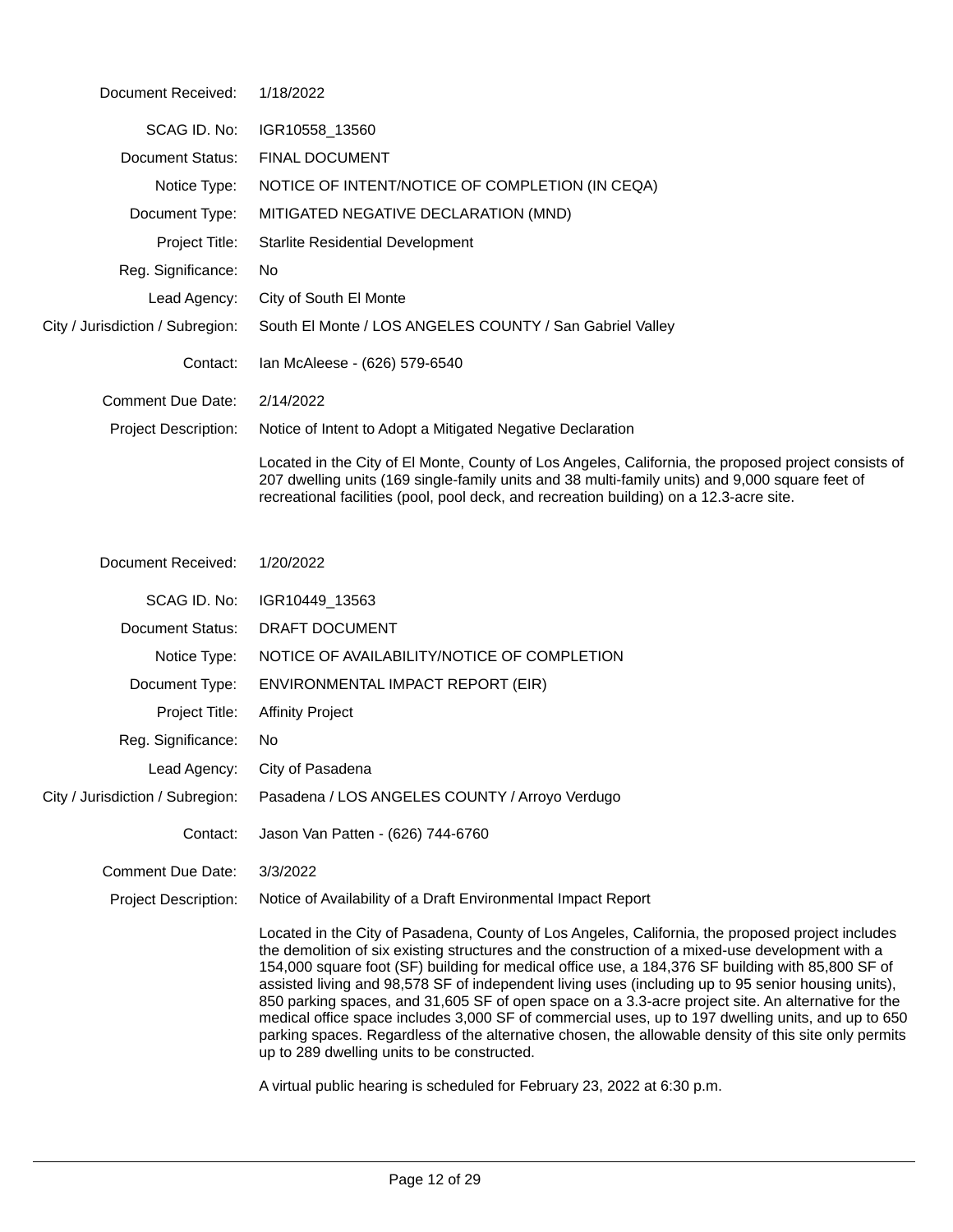| | |
|---|---|
| Document Received: | 1/18/2022 |
| SCAG ID. No: | IGR10558_13560 |
| Document Status: | FINAL DOCUMENT |
| Notice Type: | NOTICE OF INTENT/NOTICE OF COMPLETION (IN CEQA) |
| Document Type: | MITIGATED NEGATIVE DECLARATION (MND) |
| Project Title: | Starlite Residential Development |
| Reg. Significance: | No |
| Lead Agency: | City of South El Monte |
| City / Jurisdiction / Subregion: | South El Monte / LOS ANGELES COUNTY / San Gabriel Valley |
| Contact: | Ian McAleese - (626) 579-6540 |
| Comment Due Date: | 2/14/2022 |
| Project Description: | Notice of Intent to Adopt a Mitigated Negative Declaration |
| | Located in the City of El Monte, County of Los Angeles, California, the proposed project consists of 207 dwelling units (169 single-family units and 38 multi-family units) and 9,000 square feet of recreational facilities (pool, pool deck, and recreation building) on a 12.3-acre site. |

| | |
|---|---|
| Document Received: | 1/20/2022 |
| SCAG ID. No: | IGR10449_13563 |
| Document Status: | DRAFT DOCUMENT |
| Notice Type: | NOTICE OF AVAILABILITY/NOTICE OF COMPLETION |
| Document Type: | ENVIRONMENTAL IMPACT REPORT (EIR) |
| Project Title: | Affinity Project |
| Reg. Significance: | No |
| Lead Agency: | City of Pasadena |
| City / Jurisdiction / Subregion: | Pasadena / LOS ANGELES COUNTY / Arroyo Verdugo |
| Contact: | Jason Van Patten - (626) 744-6760 |
| Comment Due Date: | 3/3/2022 |
| Project Description: | Notice of Availability of a Draft Environmental Impact Report |
| | Located in the City of Pasadena, County of Los Angeles, California, the proposed project includes the demolition of six existing structures and the construction of a mixed-use development with a 154,000 square foot (SF) building for medical office use, a 184,376 SF building with 85,800 SF of assisted living and 98,578 SF of independent living uses (including up to 95 senior housing units), 850 parking spaces, and 31,605 SF of open space on a 3.3-acre project site. An alternative for the medical office space includes 3,000 SF of commercial uses, up to 197 dwelling units, and up to 650 parking spaces. Regardless of the alternative chosen, the allowable density of this site only permits up to 289 dwelling units to be constructed. |
| | A virtual public hearing is scheduled for February 23, 2022 at 6:30 p.m. |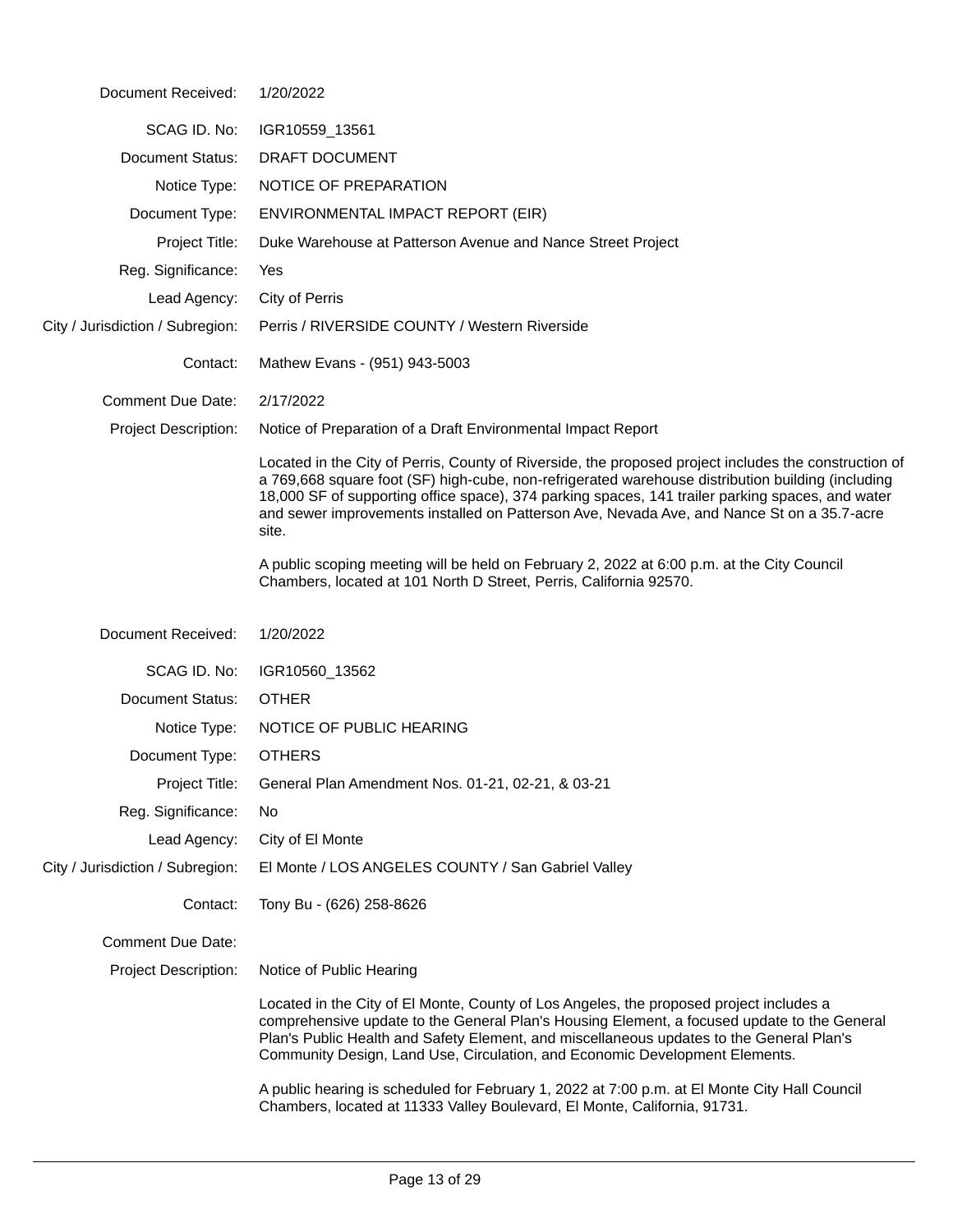| | |
|---|---|
| Document Received: | 1/20/2022 |
| SCAG ID. No: | IGR10559_13561 |
| Document Status: | DRAFT DOCUMENT |
| Notice Type: | NOTICE OF PREPARATION |
| Document Type: | ENVIRONMENTAL IMPACT REPORT (EIR) |
| Project Title: | Duke Warehouse at Patterson Avenue and Nance Street Project |
| Reg. Significance: | Yes |
| Lead Agency: | City of Perris |
| City / Jurisdiction / Subregion: | Perris / RIVERSIDE COUNTY / Western Riverside |
| Contact: | Mathew Evans - (951) 943-5003 |
| Comment Due Date: | 2/17/2022 |
| Project Description: | Notice of Preparation of a Draft Environmental Impact Report |

Located in the City of Perris, County of Riverside, the proposed project includes the construction of a 769,668 square foot (SF) high-cube, non-refrigerated warehouse distribution building (including 18,000 SF of supporting office space), 374 parking spaces, 141 trailer parking spaces, and water and sewer improvements installed on Patterson Ave, Nevada Ave, and Nance St on a 35.7-acre site.

A public scoping meeting will be held on February 2, 2022 at 6:00 p.m. at the City Council Chambers, located at 101 North D Street, Perris, California 92570.

| | |
|---|---|
| Document Received: | 1/20/2022 |
| SCAG ID. No: | IGR10560_13562 |
| Document Status: | OTHER |
| Notice Type: | NOTICE OF PUBLIC HEARING |
| Document Type: | OTHERS |
| Project Title: | General Plan Amendment Nos. 01-21, 02-21, & 03-21 |
| Reg. Significance: | No |
| Lead Agency: | City of El Monte |
| City / Jurisdiction / Subregion: | El Monte / LOS ANGELES COUNTY / San Gabriel Valley |
| Contact: | Tony Bu - (626) 258-8626 |
| Comment Due Date: | |
| Project Description: | Notice of Public Hearing |

Located in the City of El Monte, County of Los Angeles, the proposed project includes a comprehensive update to the General Plan's Housing Element, a focused update to the General Plan's Public Health and Safety Element, and miscellaneous updates to the General Plan's Community Design, Land Use, Circulation, and Economic Development Elements.

A public hearing is scheduled for February 1, 2022 at 7:00 p.m. at El Monte City Hall Council Chambers, located at 11333 Valley Boulevard, El Monte, California, 91731.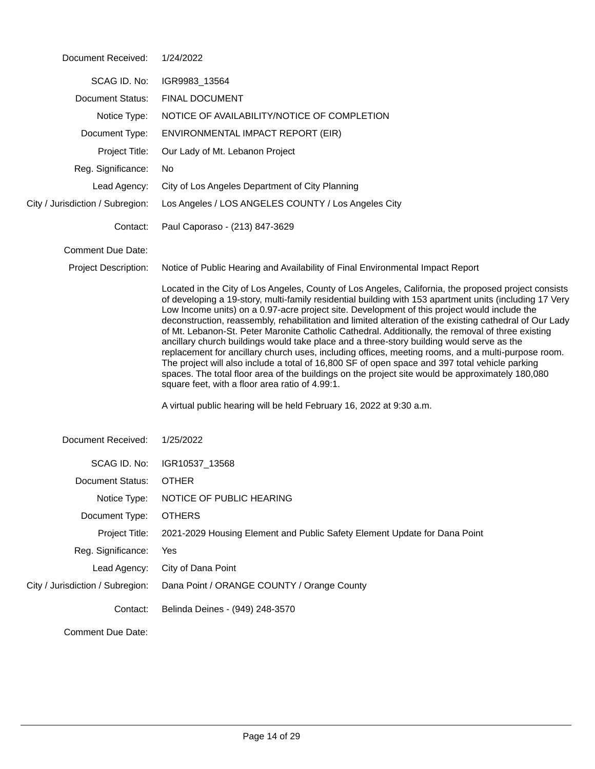| | |
|---|---|
| Document Received: | 1/24/2022 |
| SCAG ID. No: | IGR9983_13564 |
| Document Status: | FINAL DOCUMENT |
| Notice Type: | NOTICE OF AVAILABILITY/NOTICE OF COMPLETION |
| Document Type: | ENVIRONMENTAL IMPACT REPORT (EIR) |
| Project Title: | Our Lady of Mt. Lebanon Project |
| Reg. Significance: | No |
| Lead Agency: | City of Los Angeles Department of City Planning |
| City / Jurisdiction / Subregion: | Los Angeles / LOS ANGELES COUNTY / Los Angeles City |
| Contact: | Paul Caporaso - (213) 847-3629 |
| Comment Due Date: | |
| Project Description: | Notice of Public Hearing and Availability of Final Environmental Impact Report |

Located in the City of Los Angeles, County of Los Angeles, California, the proposed project consists of developing a 19-story, multi-family residential building with 153 apartment units (including 17 Very Low Income units) on a 0.97-acre project site. Development of this project would include the deconstruction, reassembly, rehabilitation and limited alteration of the existing cathedral of Our Lady of Mt. Lebanon-St. Peter Maronite Catholic Cathedral. Additionally, the removal of three existing ancillary church buildings would take place and a three-story building would serve as the replacement for ancillary church uses, including offices, meeting rooms, and a multi-purpose room. The project will also include a total of 16,800 SF of open space and 397 total vehicle parking spaces. The total floor area of the buildings on the project site would be approximately 180,080 square feet, with a floor area ratio of 4.99:1.

A virtual public hearing will be held February 16, 2022 at 9:30 a.m.

| | |
|---|---|
| Document Received: | 1/25/2022 |
| SCAG ID. No: | IGR10537_13568 |
| Document Status: | OTHER |
| Notice Type: | NOTICE OF PUBLIC HEARING |
| Document Type: | OTHERS |
| Project Title: | 2021-2029 Housing Element and Public Safety Element Update for Dana Point |
| Reg. Significance: | Yes |
| Lead Agency: | City of Dana Point |
| City / Jurisdiction / Subregion: | Dana Point / ORANGE COUNTY / Orange County |
| Contact: | Belinda Deines - (949) 248-3570 |
| Comment Due Date: | |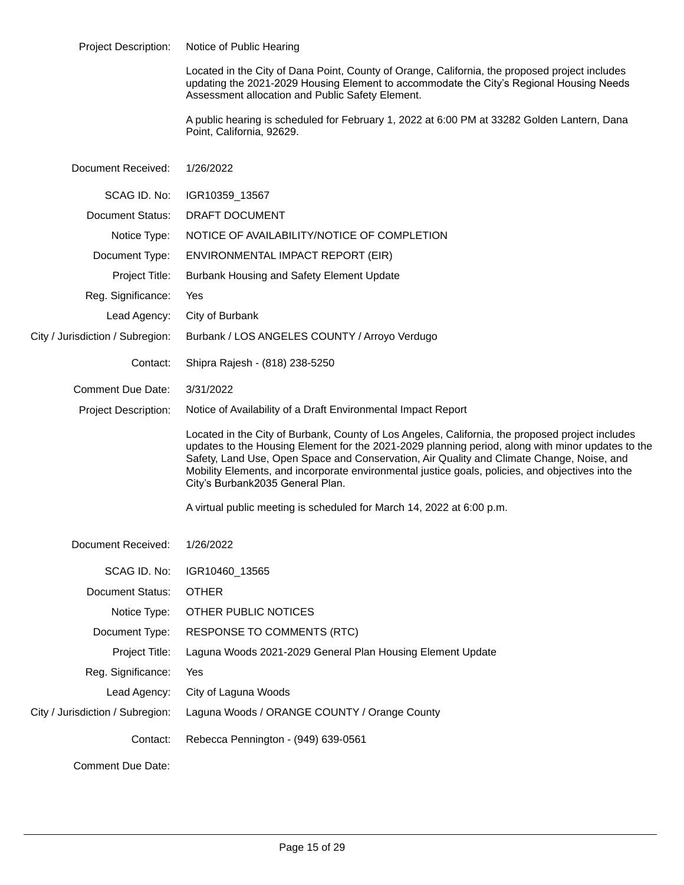Project Description: Notice of Public Hearing

Located in the City of Dana Point, County of Orange, California, the proposed project includes updating the 2021-2029 Housing Element to accommodate the City's Regional Housing Needs Assessment allocation and Public Safety Element.

A public hearing is scheduled for February 1, 2022 at 6:00 PM at 33282 Golden Lantern, Dana Point, California, 92629.

| | |
|---|---|
| Document Received: | 1/26/2022 |
| SCAG ID. No: | IGR10359_13567 |
| Document Status: | DRAFT DOCUMENT |
| Notice Type: | NOTICE OF AVAILABILITY/NOTICE OF COMPLETION |
| Document Type: | ENVIRONMENTAL IMPACT REPORT (EIR) |
| Project Title: | Burbank Housing and Safety Element Update |
| Reg. Significance: | Yes |
| Lead Agency: | City of Burbank |
| City / Jurisdiction / Subregion: | Burbank / LOS ANGELES COUNTY / Arroyo Verdugo |
| Contact: | Shipra Rajesh - (818) 238-5250 |
| Comment Due Date: | 3/31/2022 |

Project Description: Notice of Availability of a Draft Environmental Impact Report

Located in the City of Burbank, County of Los Angeles, California, the proposed project includes updates to the Housing Element for the 2021-2029 planning period, along with minor updates to the Safety, Land Use, Open Space and Conservation, Air Quality and Climate Change, Noise, and Mobility Elements, and incorporate environmental justice goals, policies, and objectives into the City's Burbank2035 General Plan.

A virtual public meeting is scheduled for March 14, 2022 at 6:00 p.m.

| | |
|---|---|
| Document Received: | 1/26/2022 |
| SCAG ID. No: | IGR10460_13565 |
| Document Status: | OTHER |
| Notice Type: | OTHER PUBLIC NOTICES |
| Document Type: | RESPONSE TO COMMENTS (RTC) |
| Project Title: | Laguna Woods 2021-2029 General Plan Housing Element Update |
| Reg. Significance: | Yes |
| Lead Agency: | City of Laguna Woods |
| City / Jurisdiction / Subregion: | Laguna Woods / ORANGE COUNTY / Orange County |
| Contact: | Rebecca Pennington - (949) 639-0561 |
| Comment Due Date: | |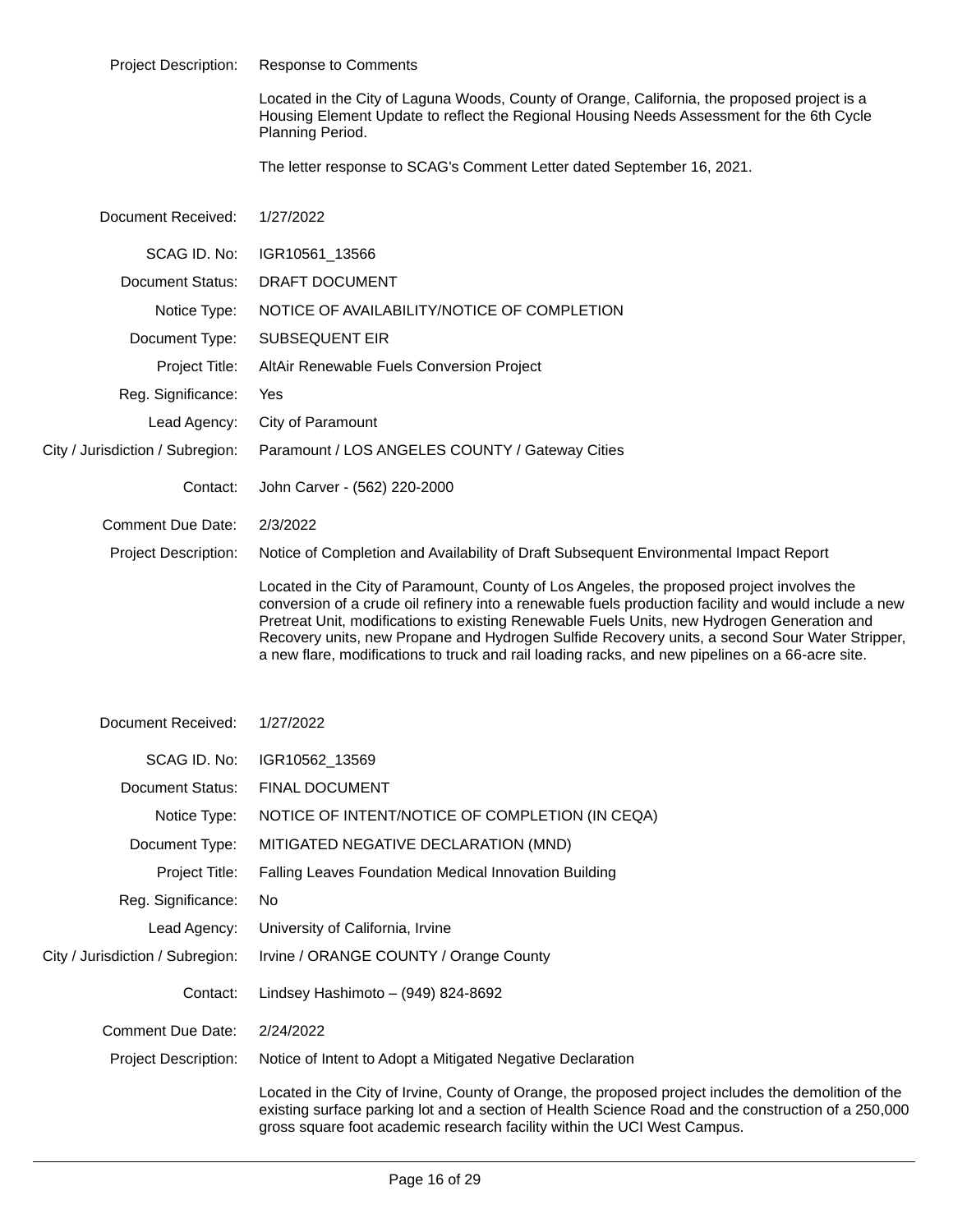| | |
|---|---|
| Project Description: | Response to Comments |
| | Located in the City of Laguna Woods, County of Orange, California, the proposed project is a Housing Element Update to reflect the Regional Housing Needs Assessment for the 6th Cycle Planning Period. |
| | The letter response to SCAG's Comment Letter dated September 16, 2021. |

| | |
|---|---|
| Document Received: | 1/27/2022 |
| SCAG ID. No: | IGR10561_13566 |
| Document Status: | DRAFT DOCUMENT |
| Notice Type: | NOTICE OF AVAILABILITY/NOTICE OF COMPLETION |
| Document Type: | SUBSEQUENT EIR |
| Project Title: | AltAir Renewable Fuels Conversion Project |
| Reg. Significance: | Yes |
| Lead Agency: | City of Paramount |
| City / Jurisdiction / Subregion: | Paramount / LOS ANGELES COUNTY / Gateway Cities |
| Contact: | John Carver - (562) 220-2000 |
| Comment Due Date: | 2/3/2022 |
| Project Description: | Notice of Completion and Availability of Draft Subsequent Environmental Impact Report |
| | Located in the City of Paramount, County of Los Angeles, the proposed project involves the conversion of a crude oil refinery into a renewable fuels production facility and would include a new Pretreat Unit, modifications to existing Renewable Fuels Units, new Hydrogen Generation and Recovery units, new Propane and Hydrogen Sulfide Recovery units, a second Sour Water Stripper, a new flare, modifications to truck and rail loading racks, and new pipelines on a 66-acre site. |

| | |
|---|---|
| Document Received: | 1/27/2022 |
| SCAG ID. No: | IGR10562_13569 |
| Document Status: | FINAL DOCUMENT |
| Notice Type: | NOTICE OF INTENT/NOTICE OF COMPLETION (IN CEQA) |
| Document Type: | MITIGATED NEGATIVE DECLARATION (MND) |
| Project Title: | Falling Leaves Foundation Medical Innovation Building |
| Reg. Significance: | No |
| Lead Agency: | University of California, Irvine |
| City / Jurisdiction / Subregion: | Irvine / ORANGE COUNTY / Orange County |
| Contact: | Lindsey Hashimoto – (949) 824-8692 |
| Comment Due Date: | 2/24/2022 |
| Project Description: | Notice of Intent to Adopt a Mitigated Negative Declaration |
| | Located in the City of Irvine, County of Orange, the proposed project includes the demolition of the existing surface parking lot and a section of Health Science Road and the construction of a 250,000 gross square foot academic research facility within the UCI West Campus. |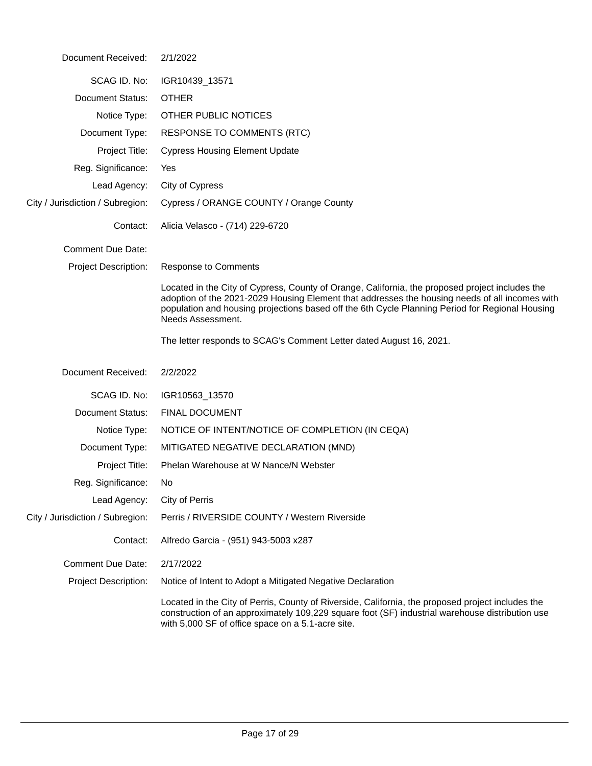| | |
|---|---|
| Document Received: | 2/1/2022 |
| SCAG ID. No: | IGR10439_13571 |
| Document Status: | OTHER |
| Notice Type: | OTHER PUBLIC NOTICES |
| Document Type: | RESPONSE TO COMMENTS (RTC) |
| Project Title: | Cypress Housing Element Update |
| Reg. Significance: | Yes |
| Lead Agency: | City of Cypress |
| City / Jurisdiction / Subregion: | Cypress / ORANGE COUNTY / Orange County |
| Contact: | Alicia Velasco - (714) 229-6720 |
| Comment Due Date: | |
| Project Description: | Response to Comments |

Located in the City of Cypress, County of Orange, California, the proposed project includes the adoption of the 2021-2029 Housing Element that addresses the housing needs of all incomes with population and housing projections based off the 6th Cycle Planning Period for Regional Housing Needs Assessment.

The letter responds to SCAG's Comment Letter dated August 16, 2021.

| | |
|---|---|
| Document Received: | 2/2/2022 |
| SCAG ID. No: | IGR10563_13570 |
| Document Status: | FINAL DOCUMENT |
| Notice Type: | NOTICE OF INTENT/NOTICE OF COMPLETION (IN CEQA) |
| Document Type: | MITIGATED NEGATIVE DECLARATION (MND) |
| Project Title: | Phelan Warehouse at W Nance/N Webster |
| Reg. Significance: | No |
| Lead Agency: | City of Perris |
| City / Jurisdiction / Subregion: | Perris / RIVERSIDE COUNTY / Western Riverside |
| Contact: | Alfredo Garcia - (951) 943-5003 x287 |
| Comment Due Date: | 2/17/2022 |
| Project Description: | Notice of Intent to Adopt a Mitigated Negative Declaration |

Located in the City of Perris, County of Riverside, California, the proposed project includes the construction of an approximately 109,229 square foot (SF) industrial warehouse distribution use with 5,000 SF of office space on a 5.1-acre site.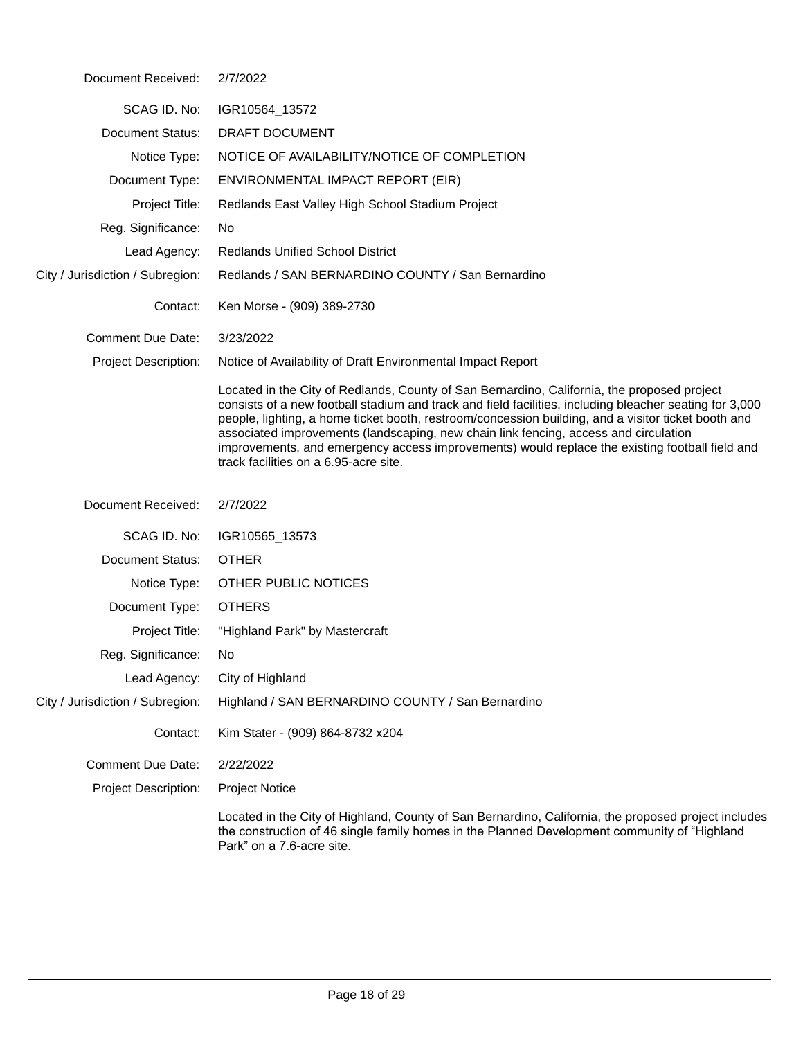| | |
|---|---|
| Document Received: | 2/7/2022 |
| SCAG ID. No: | IGR10564_13572 |
| Document Status: | DRAFT DOCUMENT |
| Notice Type: | NOTICE OF AVAILABILITY/NOTICE OF COMPLETION |
| Document Type: | ENVIRONMENTAL IMPACT REPORT (EIR) |
| Project Title: | Redlands East Valley High School Stadium Project |
| Reg. Significance: | No |
| Lead Agency: | Redlands Unified School District |
| City / Jurisdiction / Subregion: | Redlands / SAN BERNARDINO COUNTY / San Bernardino |
| Contact: | Ken Morse - (909) 389-2730 |
| Comment Due Date: | 3/23/2022 |
| Project Description: | Notice of Availability of Draft Environmental Impact Report |

Located in the City of Redlands, County of San Bernardino, California, the proposed project consists of a new football stadium and track and field facilities, including bleacher seating for 3,000 people, lighting, a home ticket booth, restroom/concession building, and a visitor ticket booth and associated improvements (landscaping, new chain link fencing, access and circulation improvements, and emergency access improvements) would replace the existing football field and track facilities on a 6.95-acre site.

| | |
|---|---|
| Document Received: | 2/7/2022 |
| SCAG ID. No: | IGR10565_13573 |
| Document Status: | OTHER |
| Notice Type: | OTHER PUBLIC NOTICES |
| Document Type: | OTHERS |
| Project Title: | "Highland Park" by Mastercraft |
| Reg. Significance: | No |
| Lead Agency: | City of Highland |
| City / Jurisdiction / Subregion: | Highland / SAN BERNARDINO COUNTY / San Bernardino |
| Contact: | Kim Stater - (909) 864-8732 x204 |
| Comment Due Date: | 2/22/2022 |
| Project Description: | Project Notice |

Located in the City of Highland, County of San Bernardino, California, the proposed project includes the construction of 46 single family homes in the Planned Development community of "Highland Park" on a 7.6-acre site.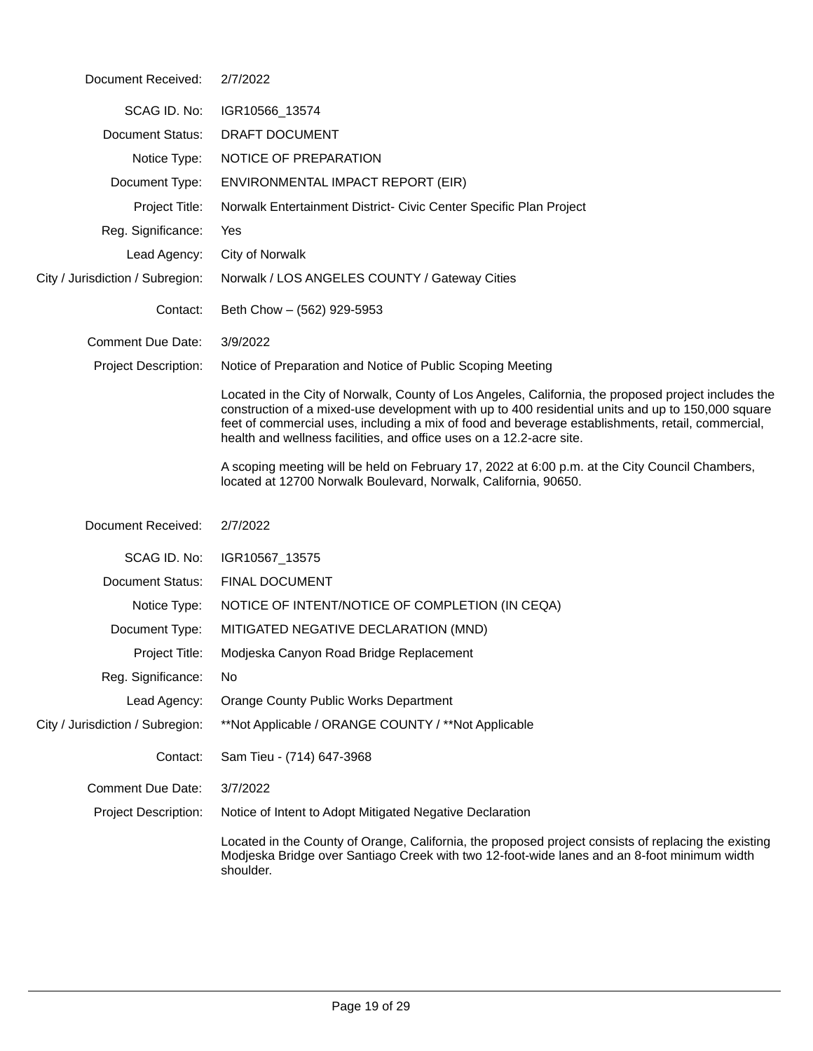| | |
|---|---|
| Document Received: | 2/7/2022 |
| SCAG ID. No: | IGR10566_13574 |
| Document Status: | DRAFT DOCUMENT |
| Notice Type: | NOTICE OF PREPARATION |
| Document Type: | ENVIRONMENTAL IMPACT REPORT (EIR) |
| Project Title: | Norwalk Entertainment District- Civic Center Specific Plan Project |
| Reg. Significance: | Yes |
| Lead Agency: | City of Norwalk |
| City / Jurisdiction / Subregion: | Norwalk / LOS ANGELES COUNTY / Gateway Cities |
| Contact: | Beth Chow – (562) 929-5953 |
| Comment Due Date: | 3/9/2022 |
| Project Description: | Notice of Preparation and Notice of Public Scoping Meeting |

Located in the City of Norwalk, County of Los Angeles, California, the proposed project includes the construction of a mixed-use development with up to 400 residential units and up to 150,000 square feet of commercial uses, including a mix of food and beverage establishments, retail, commercial, health and wellness facilities, and office uses on a 12.2-acre site.

A scoping meeting will be held on February 17, 2022 at 6:00 p.m. at the City Council Chambers, located at 12700 Norwalk Boulevard, Norwalk, California, 90650.

| | |
|---|---|
| Document Received: | 2/7/2022 |
| SCAG ID. No: | IGR10567_13575 |
| Document Status: | FINAL DOCUMENT |
| Notice Type: | NOTICE OF INTENT/NOTICE OF COMPLETION (IN CEQA) |
| Document Type: | MITIGATED NEGATIVE DECLARATION (MND) |
| Project Title: | Modjeska Canyon Road Bridge Replacement |
| Reg. Significance: | No |
| Lead Agency: | Orange County Public Works Department |
| City / Jurisdiction / Subregion: | **Not Applicable / ORANGE COUNTY / **Not Applicable |
| Contact: | Sam Tieu - (714) 647-3968 |
| Comment Due Date: | 3/7/2022 |
| Project Description: | Notice of Intent to Adopt Mitigated Negative Declaration |

Located in the County of Orange, California, the proposed project consists of replacing the existing Modjeska Bridge over Santiago Creek with two 12-foot-wide lanes and an 8-foot minimum width shoulder.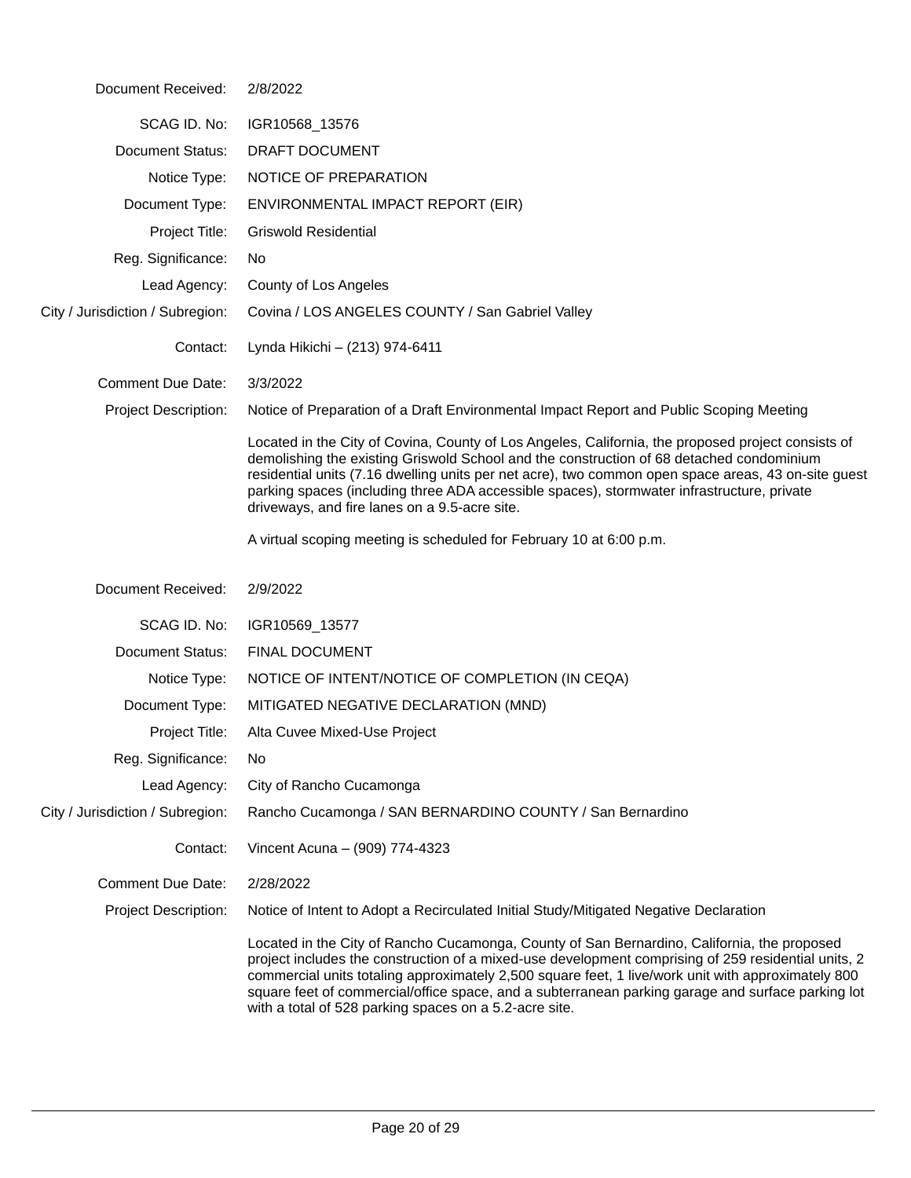| | |
|---|---|
| Document Received: | 2/8/2022 |
| SCAG ID. No: | IGR10568_13576 |
| Document Status: | DRAFT DOCUMENT |
| Notice Type: | NOTICE OF PREPARATION |
| Document Type: | ENVIRONMENTAL IMPACT REPORT (EIR) |
| Project Title: | Griswold Residential |
| Reg. Significance: | No |
| Lead Agency: | County of Los Angeles |
| City / Jurisdiction / Subregion: | Covina / LOS ANGELES COUNTY / San Gabriel Valley |
| Contact: | Lynda Hikichi – (213) 974-6411 |
| Comment Due Date: | 3/3/2022 |
| Project Description: | Notice of Preparation of a Draft Environmental Impact Report and Public Scoping Meeting<br><br>Located in the City of Covina, County of Los Angeles, California, the proposed project consists of demolishing the existing Griswold School and the construction of 68 detached condominium residential units (7.16 dwelling units per net acre), two common open space areas, 43 on-site guest parking spaces (including three ADA accessible spaces), stormwater infrastructure, private driveways, and fire lanes on a 9.5-acre site.<br><br>A virtual scoping meeting is scheduled for February 10 at 6:00 p.m. |

| | |
|---|---|
| Document Received: | 2/9/2022 |
| SCAG ID. No: | IGR10569_13577 |
| Document Status: | FINAL DOCUMENT |
| Notice Type: | NOTICE OF INTENT/NOTICE OF COMPLETION (IN CEQA) |
| Document Type: | MITIGATED NEGATIVE DECLARATION (MND) |
| Project Title: | Alta Cuvee Mixed-Use Project |
| Reg. Significance: | No |
| Lead Agency: | City of Rancho Cucamonga |
| City / Jurisdiction / Subregion: | Rancho Cucamonga / SAN BERNARDINO COUNTY / San Bernardino |
| Contact: | Vincent Acuna – (909) 774-4323 |
| Comment Due Date: | 2/28/2022 |
| Project Description: | Notice of Intent to Adopt a Recirculated Initial Study/Mitigated Negative Declaration<br><br>Located in the City of Rancho Cucamonga, County of San Bernardino, California, the proposed project includes the construction of a mixed-use development comprising of 259 residential units, 2 commercial units totaling approximately 2,500 square feet, 1 live/work unit with approximately 800 square feet of commercial/office space, and a subterranean parking garage and surface parking lot with a total of 528 parking spaces on a 5.2-acre site. |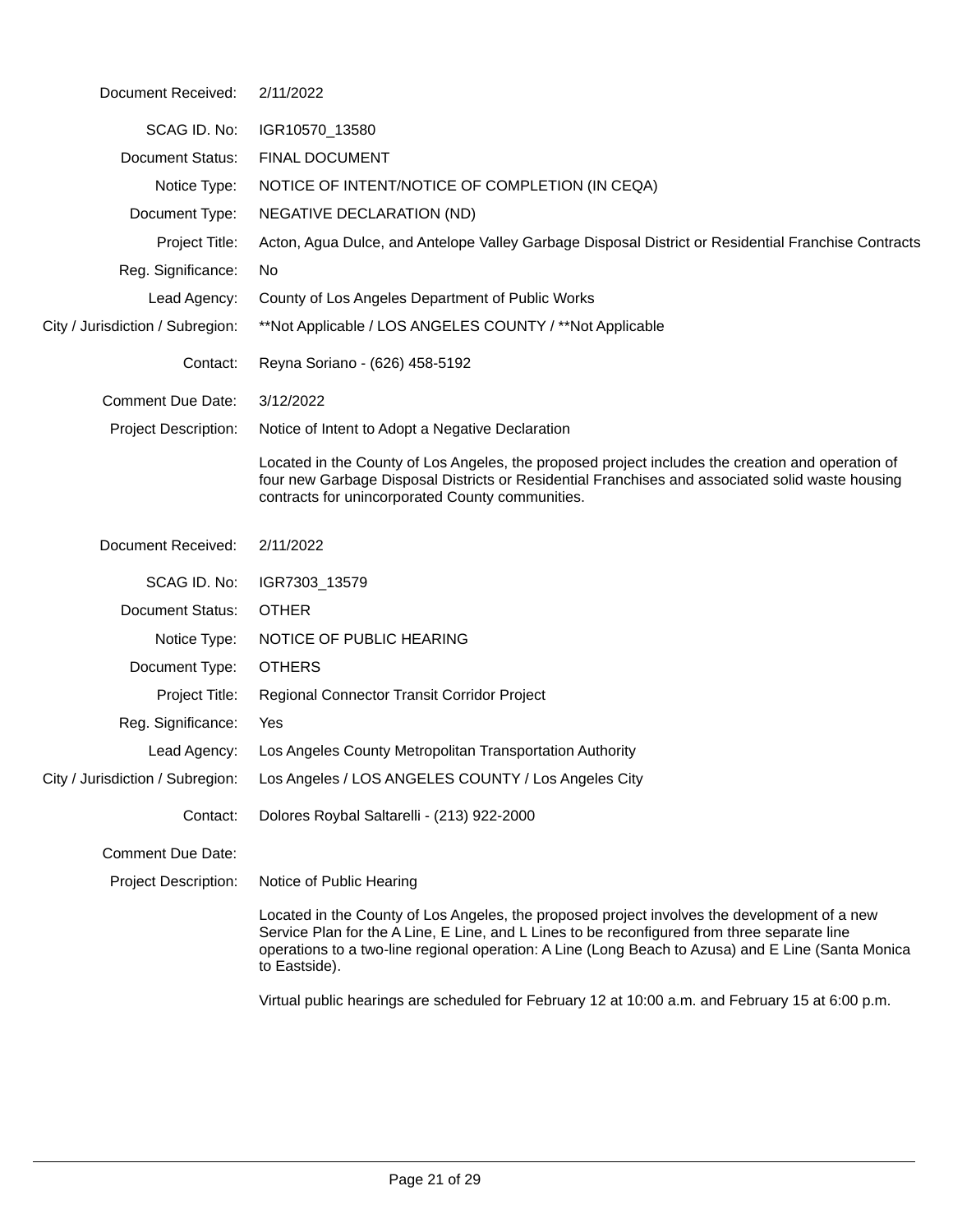| | |
|---|---|
| Document Received: | 2/11/2022 |
| SCAG ID. No: | IGR10570_13580 |
| Document Status: | FINAL DOCUMENT |
| Notice Type: | NOTICE OF INTENT/NOTICE OF COMPLETION (IN CEQA) |
| Document Type: | NEGATIVE DECLARATION (ND) |
| Project Title: | Acton, Agua Dulce, and Antelope Valley Garbage Disposal District or Residential Franchise Contracts |
| Reg. Significance: | No |
| Lead Agency: | County of Los Angeles Department of Public Works |
| City / Jurisdiction / Subregion: | **Not Applicable / LOS ANGELES COUNTY / **Not Applicable |
| Contact: | Reyna Soriano - (626) 458-5192 |
| Comment Due Date: | 3/12/2022 |
| Project Description: | Notice of Intent to Adopt a Negative Declaration |
| | Located in the County of Los Angeles, the proposed project includes the creation and operation of four new Garbage Disposal Districts or Residential Franchises and associated solid waste housing contracts for unincorporated County communities. |

| | |
|---|---|
| Document Received: | 2/11/2022 |
| SCAG ID. No: | IGR7303_13579 |
| Document Status: | OTHER |
| Notice Type: | NOTICE OF PUBLIC HEARING |
| Document Type: | OTHERS |
| Project Title: | Regional Connector Transit Corridor Project |
| Reg. Significance: | Yes |
| Lead Agency: | Los Angeles County Metropolitan Transportation Authority |
| City / Jurisdiction / Subregion: | Los Angeles / LOS ANGELES COUNTY / Los Angeles City |
| Contact: | Dolores Roybal Saltarelli - (213) 922-2000 |
| Comment Due Date: | |
| Project Description: | Notice of Public Hearing |
| | Located in the County of Los Angeles, the proposed project involves the development of a new Service Plan for the A Line, E Line, and L Lines to be reconfigured from three separate line operations to a two-line regional operation: A Line (Long Beach to Azusa) and E Line (Santa Monica to Eastside). |
| | Virtual public hearings are scheduled for February 12 at 10:00 a.m. and February 15 at 6:00 p.m. |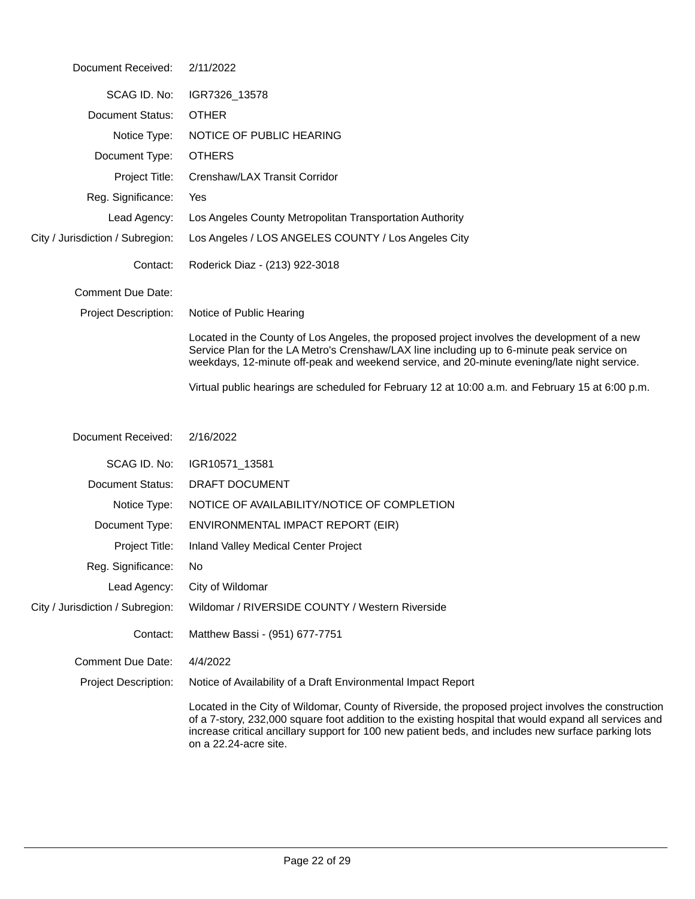| | |
|---|---|
| Document Received: | 2/11/2022 |
| SCAG ID. No: | IGR7326_13578 |
| Document Status: | OTHER |
| Notice Type: | NOTICE OF PUBLIC HEARING |
| Document Type: | OTHERS |
| Project Title: | Crenshaw/LAX Transit Corridor |
| Reg. Significance: | Yes |
| Lead Agency: | Los Angeles County Metropolitan Transportation Authority |
| City / Jurisdiction / Subregion: | Los Angeles / LOS ANGELES COUNTY / Los Angeles City |
| Contact: | Roderick Diaz - (213) 922-3018 |
| Comment Due Date: | |
| Project Description: | Notice of Public Hearing |

Located in the County of Los Angeles, the proposed project involves the development of a new Service Plan for the LA Metro's Crenshaw/LAX line including up to 6-minute peak service on weekdays, 12-minute off-peak and weekend service, and 20-minute evening/late night service.

Virtual public hearings are scheduled for February 12 at 10:00 a.m. and February 15 at 6:00 p.m.

| | |
|---|---|
| Document Received: | 2/16/2022 |
| SCAG ID. No: | IGR10571_13581 |
| Document Status: | DRAFT DOCUMENT |
| Notice Type: | NOTICE OF AVAILABILITY/NOTICE OF COMPLETION |
| Document Type: | ENVIRONMENTAL IMPACT REPORT (EIR) |
| Project Title: | Inland Valley Medical Center Project |
| Reg. Significance: | No |
| Lead Agency: | City of Wildomar |
| City / Jurisdiction / Subregion: | Wildomar / RIVERSIDE COUNTY / Western Riverside |
| Contact: | Matthew Bassi - (951) 677-7751 |
| Comment Due Date: | 4/4/2022 |
| Project Description: | Notice of Availability of a Draft Environmental Impact Report |

Located in the City of Wildomar, County of Riverside, the proposed project involves the construction of a 7-story, 232,000 square foot addition to the existing hospital that would expand all services and increase critical ancillary support for 100 new patient beds, and includes new surface parking lots on a 22.24-acre site.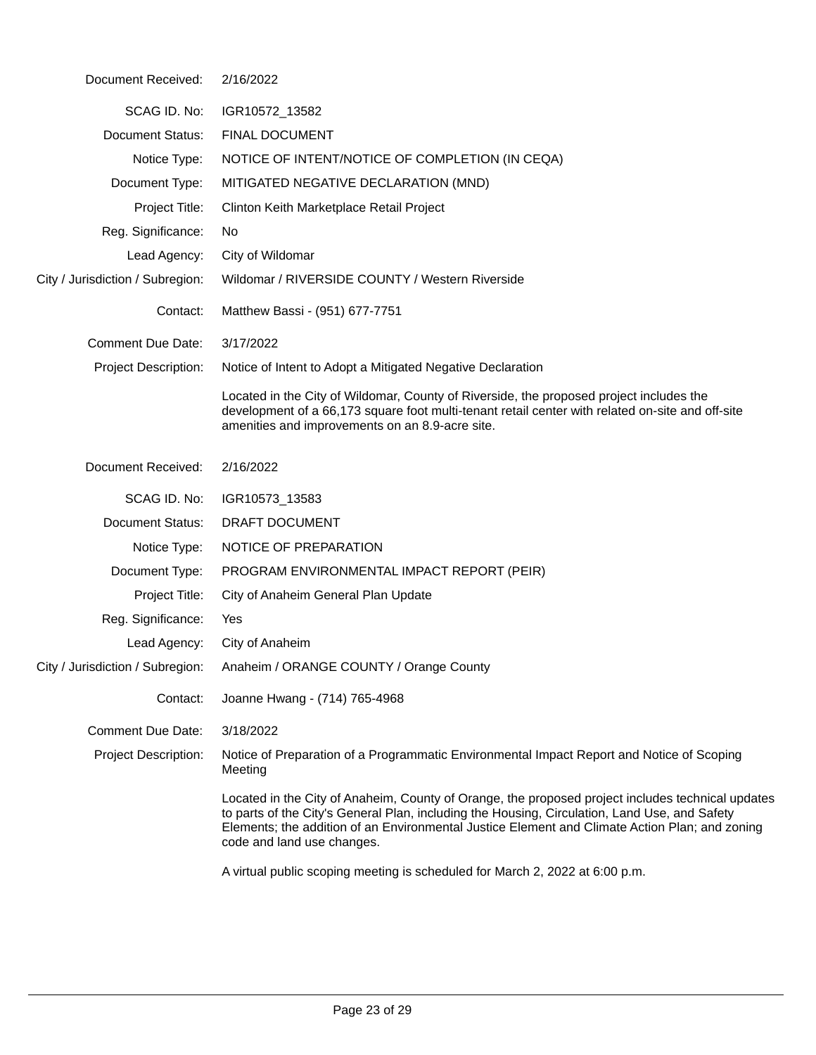| | |
|---|---|
| Document Received: | 2/16/2022 |
| SCAG ID. No: | IGR10572_13582 |
| Document Status: | FINAL DOCUMENT |
| Notice Type: | NOTICE OF INTENT/NOTICE OF COMPLETION (IN CEQA) |
| Document Type: | MITIGATED NEGATIVE DECLARATION (MND) |
| Project Title: | Clinton Keith Marketplace Retail Project |
| Reg. Significance: | No |
| Lead Agency: | City of Wildomar |
| City / Jurisdiction / Subregion: | Wildomar / RIVERSIDE COUNTY / Western Riverside |
| Contact: | Matthew Bassi - (951) 677-7751 |
| Comment Due Date: | 3/17/2022 |
| Project Description: | Notice of Intent to Adopt a Mitigated Negative Declaration<br><br>Located in the City of Wildomar, County of Riverside, the proposed project includes the development of a 66,173 square foot multi-tenant retail center with related on-site and off-site amenities and improvements on an 8.9-acre site. |

| | |
|---|---|
| Document Received: | 2/16/2022 |
| SCAG ID. No: | IGR10573_13583 |
| Document Status: | DRAFT DOCUMENT |
| Notice Type: | NOTICE OF PREPARATION |
| Document Type: | PROGRAM ENVIRONMENTAL IMPACT REPORT (PEIR) |
| Project Title: | City of Anaheim General Plan Update |
| Reg. Significance: | Yes |
| Lead Agency: | City of Anaheim |
| City / Jurisdiction / Subregion: | Anaheim / ORANGE COUNTY / Orange County |
| Contact: | Joanne Hwang - (714) 765-4968 |
| Comment Due Date: | 3/18/2022 |
| Project Description: | Notice of Preparation of a Programmatic Environmental Impact Report and Notice of Scoping Meeting<br><br>Located in the City of Anaheim, County of Orange, the proposed project includes technical updates to parts of the City's General Plan, including the Housing, Circulation, Land Use, and Safety Elements; the addition of an Environmental Justice Element and Climate Action Plan; and zoning code and land use changes.<br><br>A virtual public scoping meeting is scheduled for March 2, 2022 at 6:00 p.m. |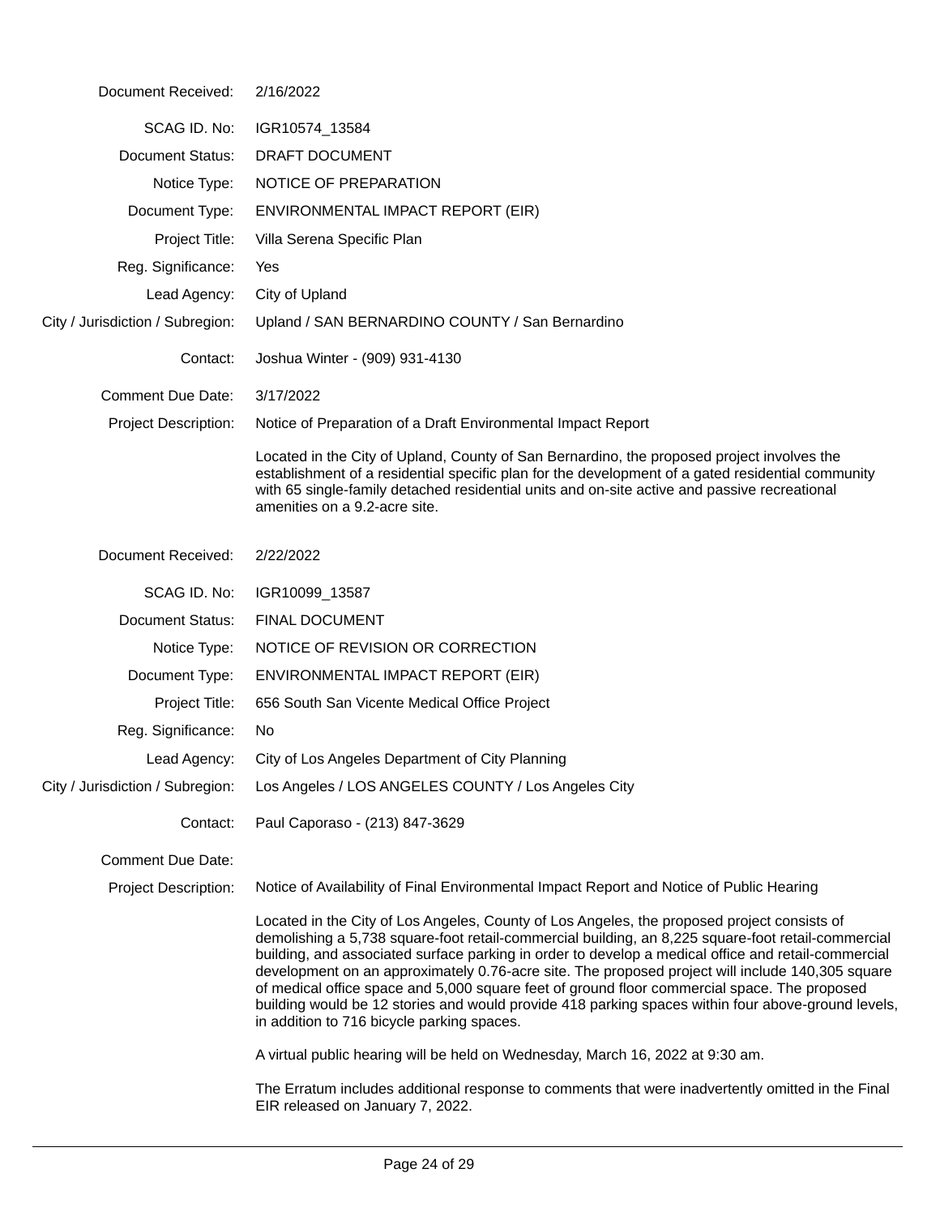| | |
|---|---|
| Document Received: | 2/16/2022 |
| SCAG ID. No: | IGR10574_13584 |
| Document Status: | DRAFT DOCUMENT |
| Notice Type: | NOTICE OF PREPARATION |
| Document Type: | ENVIRONMENTAL IMPACT REPORT (EIR) |
| Project Title: | Villa Serena Specific Plan |
| Reg. Significance: | Yes |
| Lead Agency: | City of Upland |
| City / Jurisdiction / Subregion: | Upland / SAN BERNARDINO COUNTY / San Bernardino |
| Contact: | Joshua Winter - (909) 931-4130 |
| Comment Due Date: | 3/17/2022 |
| Project Description: | Notice of Preparation of a Draft Environmental Impact Report<br><br>Located in the City of Upland, County of San Bernardino, the proposed project involves the establishment of a residential specific plan for the development of a gated residential community with 65 single-family detached residential units and on-site active and passive recreational amenities on a 9.2-acre site. |

| | |
|---|---|
| Document Received: | 2/22/2022 |
| SCAG ID. No: | IGR10099_13587 |
| Document Status: | FINAL DOCUMENT |
| Notice Type: | NOTICE OF REVISION OR CORRECTION |
| Document Type: | ENVIRONMENTAL IMPACT REPORT (EIR) |
| Project Title: | 656 South San Vicente Medical Office Project |
| Reg. Significance: | No |
| Lead Agency: | City of Los Angeles Department of City Planning |
| City / Jurisdiction / Subregion: | Los Angeles / LOS ANGELES COUNTY / Los Angeles City |
| Contact: | Paul Caporaso - (213) 847-3629 |
| Comment Due Date: | |
| Project Description: | Notice of Availability of Final Environmental Impact Report and Notice of Public Hearing<br><br>Located in the City of Los Angeles, County of Los Angeles, the proposed project consists of demolishing a 5,738 square-foot retail-commercial building, an 8,225 square-foot retail-commercial building, and associated surface parking in order to develop a medical office and retail-commercial development on an approximately 0.76-acre site. The proposed project will include 140,305 square of medical office space and 5,000 square feet of ground floor commercial space. The proposed building would be 12 stories and would provide 418 parking spaces within four above-ground levels, in addition to 716 bicycle parking spaces.<br><br>A virtual public hearing will be held on Wednesday, March 16, 2022 at 9:30 am.<br><br>The Erratum includes additional response to comments that were inadvertently omitted in the Final EIR released on January 7, 2022. |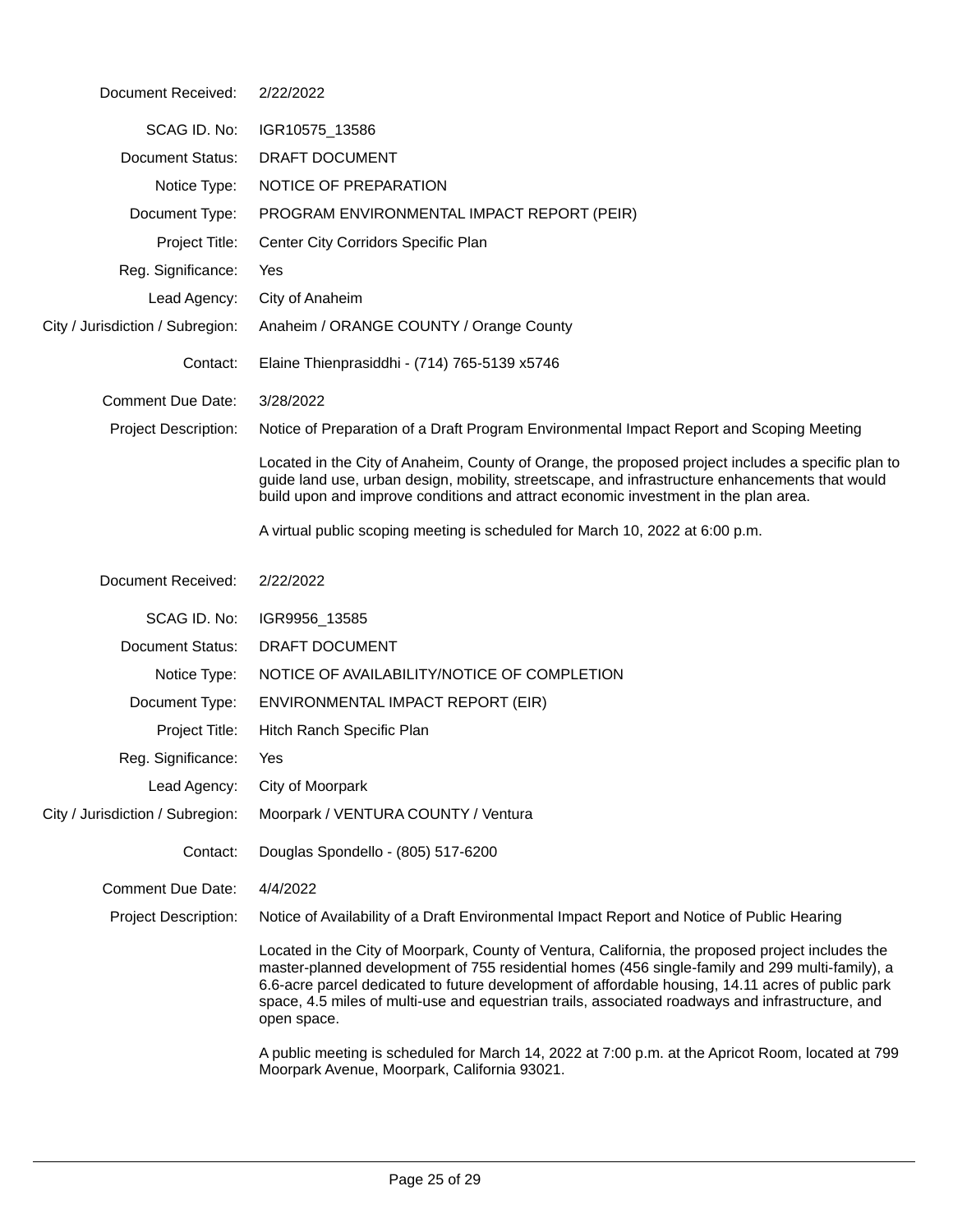| | |
|---|---|
| Document Received: | 2/22/2022 |
| SCAG ID. No: | IGR10575_13586 |
| Document Status: | DRAFT DOCUMENT |
| Notice Type: | NOTICE OF PREPARATION |
| Document Type: | PROGRAM ENVIRONMENTAL IMPACT REPORT (PEIR) |
| Project Title: | Center City Corridors Specific Plan |
| Reg. Significance: | Yes |
| Lead Agency: | City of Anaheim |
| City / Jurisdiction / Subregion: | Anaheim / ORANGE COUNTY / Orange County |
| Contact: | Elaine Thienprasiddhi - (714) 765-5139 x5746 |
| Comment Due Date: | 3/28/2022 |
| Project Description: | Notice of Preparation of a Draft Program Environmental Impact Report and Scoping Meeting |

Located in the City of Anaheim, County of Orange, the proposed project includes a specific plan to guide land use, urban design, mobility, streetscape, and infrastructure enhancements that would build upon and improve conditions and attract economic investment in the plan area.

A virtual public scoping meeting is scheduled for March 10, 2022 at 6:00 p.m.

| | |
|---|---|
| Document Received: | 2/22/2022 |
| SCAG ID. No: | IGR9956_13585 |
| Document Status: | DRAFT DOCUMENT |
| Notice Type: | NOTICE OF AVAILABILITY/NOTICE OF COMPLETION |
| Document Type: | ENVIRONMENTAL IMPACT REPORT (EIR) |
| Project Title: | Hitch Ranch Specific Plan |
| Reg. Significance: | Yes |
| Lead Agency: | City of Moorpark |
| City / Jurisdiction / Subregion: | Moorpark / VENTURA COUNTY / Ventura |
| Contact: | Douglas Spondello - (805) 517-6200 |
| Comment Due Date: | 4/4/2022 |
| Project Description: | Notice of Availability of a Draft Environmental Impact Report and Notice of Public Hearing |

Located in the City of Moorpark, County of Ventura, California, the proposed project includes the master-planned development of 755 residential homes (456 single-family and 299 multi-family), a 6.6-acre parcel dedicated to future development of affordable housing, 14.11 acres of public park space, 4.5 miles of multi-use and equestrian trails, associated roadways and infrastructure, and open space.

A public meeting is scheduled for March 14, 2022 at 7:00 p.m. at the Apricot Room, located at 799 Moorpark Avenue, Moorpark, California 93021.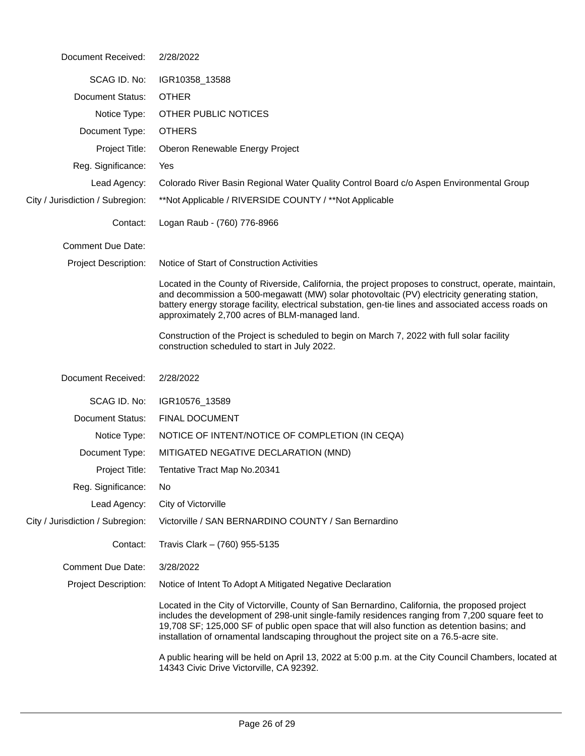Document Received: 2/28/2022

SCAG ID. No: IGR10358_13588

Document Status: OTHER

Notice Type: OTHER PUBLIC NOTICES

Document Type: OTHERS

Project Title: Oberon Renewable Energy Project

Reg. Significance: Yes

Lead Agency: Colorado River Basin Regional Water Quality Control Board c/o Aspen Environmental Group

City / Jurisdiction / Subregion: **Not Applicable / RIVERSIDE COUNTY / **Not Applicable

Contact: Logan Raub - (760) 776-8966

Comment Due Date:

Project Description: Notice of Start of Construction Activities

Located in the County of Riverside, California, the project proposes to construct, operate, maintain, and decommission a 500-megawatt (MW) solar photovoltaic (PV) electricity generating station, battery energy storage facility, electrical substation, gen-tie lines and associated access roads on approximately 2,700 acres of BLM-managed land.

Construction of the Project is scheduled to begin on March 7, 2022 with full solar facility construction scheduled to start in July 2022.

Document Received: 2/28/2022

SCAG ID. No: IGR10576_13589

Document Status: FINAL DOCUMENT

Notice Type: NOTICE OF INTENT/NOTICE OF COMPLETION (IN CEQA)

Document Type: MITIGATED NEGATIVE DECLARATION (MND)

Project Title: Tentative Tract Map No.20341

Reg. Significance: No

Lead Agency: City of Victorville

City / Jurisdiction / Subregion: Victorville / SAN BERNARDINO COUNTY / San Bernardino

Contact: Travis Clark – (760) 955-5135

Comment Due Date: 3/28/2022

Project Description: Notice of Intent To Adopt A Mitigated Negative Declaration

Located in the City of Victorville, County of San Bernardino, California, the proposed project includes the development of 298-unit single-family residences ranging from 7,200 square feet to 19,708 SF; 125,000 SF of public open space that will also function as detention basins; and installation of ornamental landscaping throughout the project site on a 76.5-acre site.

A public hearing will be held on April 13, 2022 at 5:00 p.m. at the City Council Chambers, located at 14343 Civic Drive Victorville, CA 92392.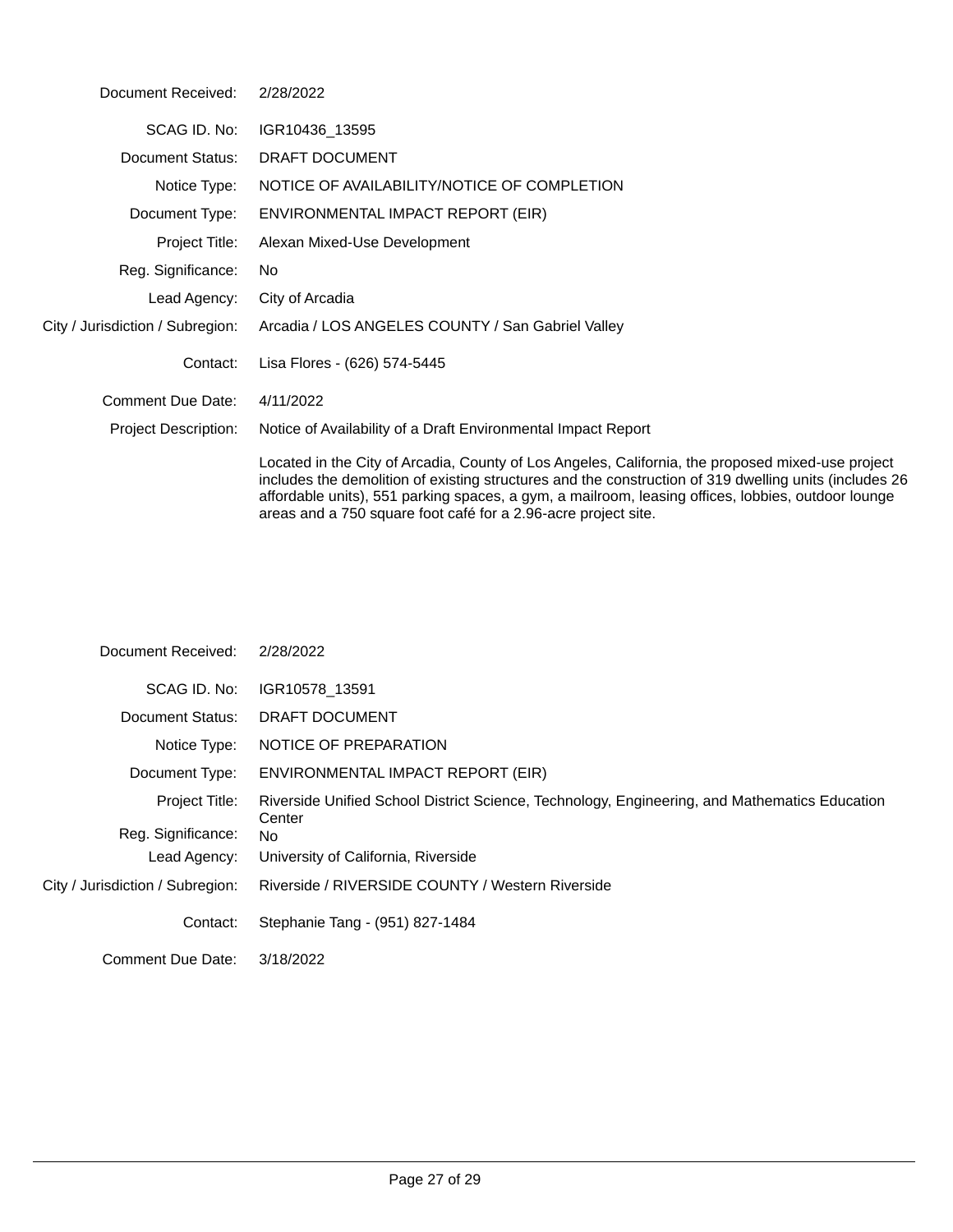| | |
|---|---|
| Document Received: | 2/28/2022 |
| SCAG ID. No: | IGR10436_13595 |
| Document Status: | DRAFT DOCUMENT |
| Notice Type: | NOTICE OF AVAILABILITY/NOTICE OF COMPLETION |
| Document Type: | ENVIRONMENTAL IMPACT REPORT (EIR) |
| Project Title: | Alexan Mixed-Use Development |
| Reg. Significance: | No |
| Lead Agency: | City of Arcadia |
| City / Jurisdiction / Subregion: | Arcadia / LOS ANGELES COUNTY / San Gabriel Valley |
| Contact: | Lisa Flores - (626) 574-5445 |
| Comment Due Date: | 4/11/2022 |
| Project Description: | Notice of Availability of a Draft Environmental Impact Report<br><br>Located in the City of Arcadia, County of Los Angeles, California, the proposed mixed-use project includes the demolition of existing structures and the construction of 319 dwelling units (includes 26 affordable units), 551 parking spaces, a gym, a mailroom, leasing offices, lobbies, outdoor lounge areas and a 750 square foot café for a 2.96-acre project site. |

| | |
|---|---|
| Document Received: | 2/28/2022 |
| SCAG ID. No: | IGR10578_13591 |
| Document Status: | DRAFT DOCUMENT |
| Notice Type: | NOTICE OF PREPARATION |
| Document Type: | ENVIRONMENTAL IMPACT REPORT (EIR) |
| Project Title: | Riverside Unified School District Science, Technology, Engineering, and Mathematics Education Center |
| Reg. Significance: | No |
| Lead Agency: | University of California, Riverside |
| City / Jurisdiction / Subregion: | Riverside / RIVERSIDE COUNTY / Western Riverside |
| Contact: | Stephanie Tang - (951) 827-1484 |
| Comment Due Date: | 3/18/2022 |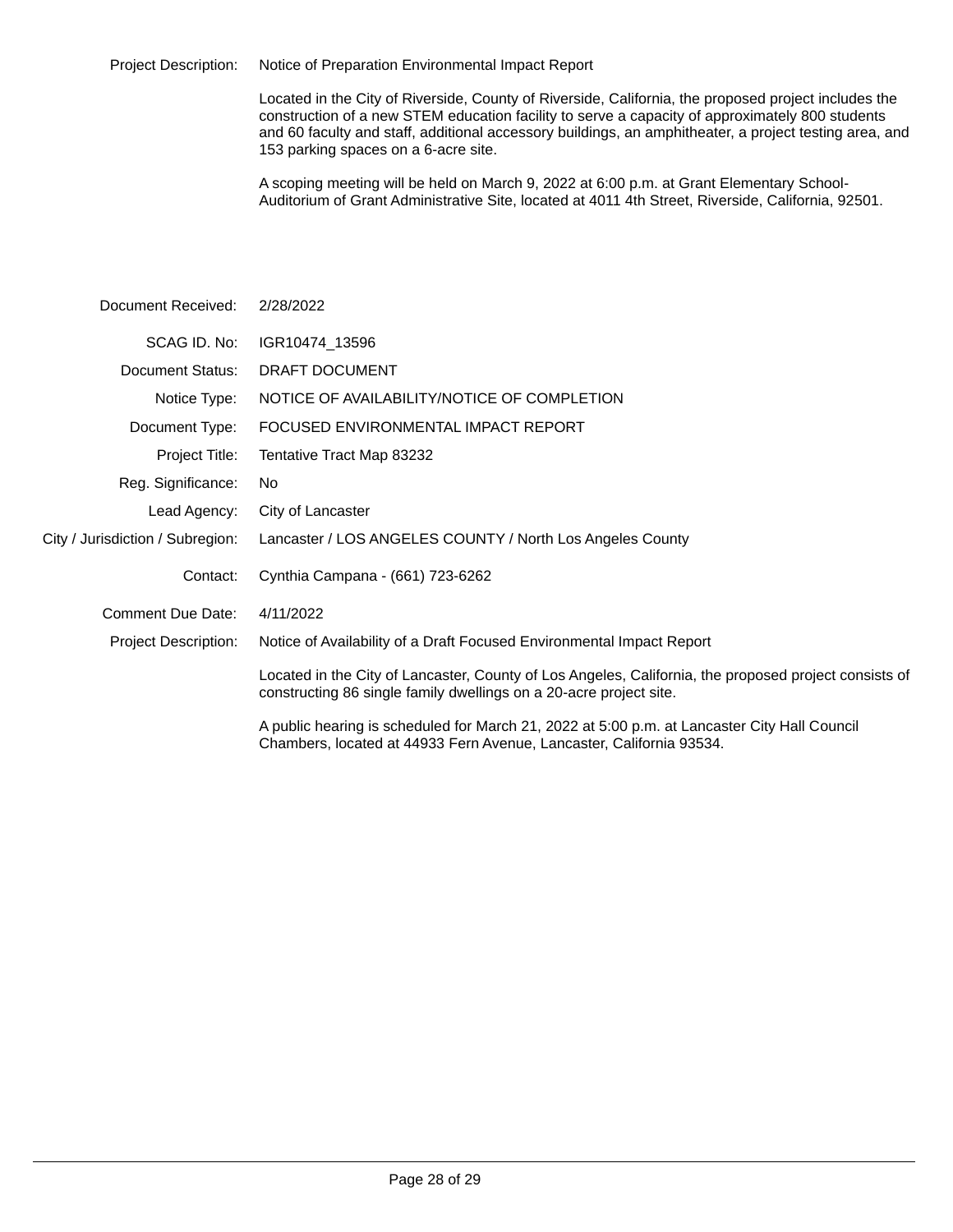Project Description: Notice of Preparation Environmental Impact Report

Located in the City of Riverside, County of Riverside, California, the proposed project includes the construction of a new STEM education facility to serve a capacity of approximately 800 students and 60 faculty and staff, additional accessory buildings, an amphitheater, a project testing area, and 153 parking spaces on a 6-acre site.

A scoping meeting will be held on March 9, 2022 at 6:00 p.m. at Grant Elementary School-Auditorium of Grant Administrative Site, located at 4011 4th Street, Riverside, California, 92501.

Document Received: 2/28/2022

SCAG ID. No: IGR10474_13596

Document Status: DRAFT DOCUMENT

Notice Type: NOTICE OF AVAILABILITY/NOTICE OF COMPLETION

Document Type: FOCUSED ENVIRONMENTAL IMPACT REPORT

Project Title: Tentative Tract Map 83232

Reg. Significance: No

Lead Agency: City of Lancaster

City / Jurisdiction / Subregion: Lancaster / LOS ANGELES COUNTY / North Los Angeles County

Contact: Cynthia Campana - (661) 723-6262

Comment Due Date: 4/11/2022

Project Description: Notice of Availability of a Draft Focused Environmental Impact Report

Located in the City of Lancaster, County of Los Angeles, California, the proposed project consists of constructing 86 single family dwellings on a 20-acre project site.

A public hearing is scheduled for March 21, 2022 at 5:00 p.m. at Lancaster City Hall Council Chambers, located at 44933 Fern Avenue, Lancaster, California 93534.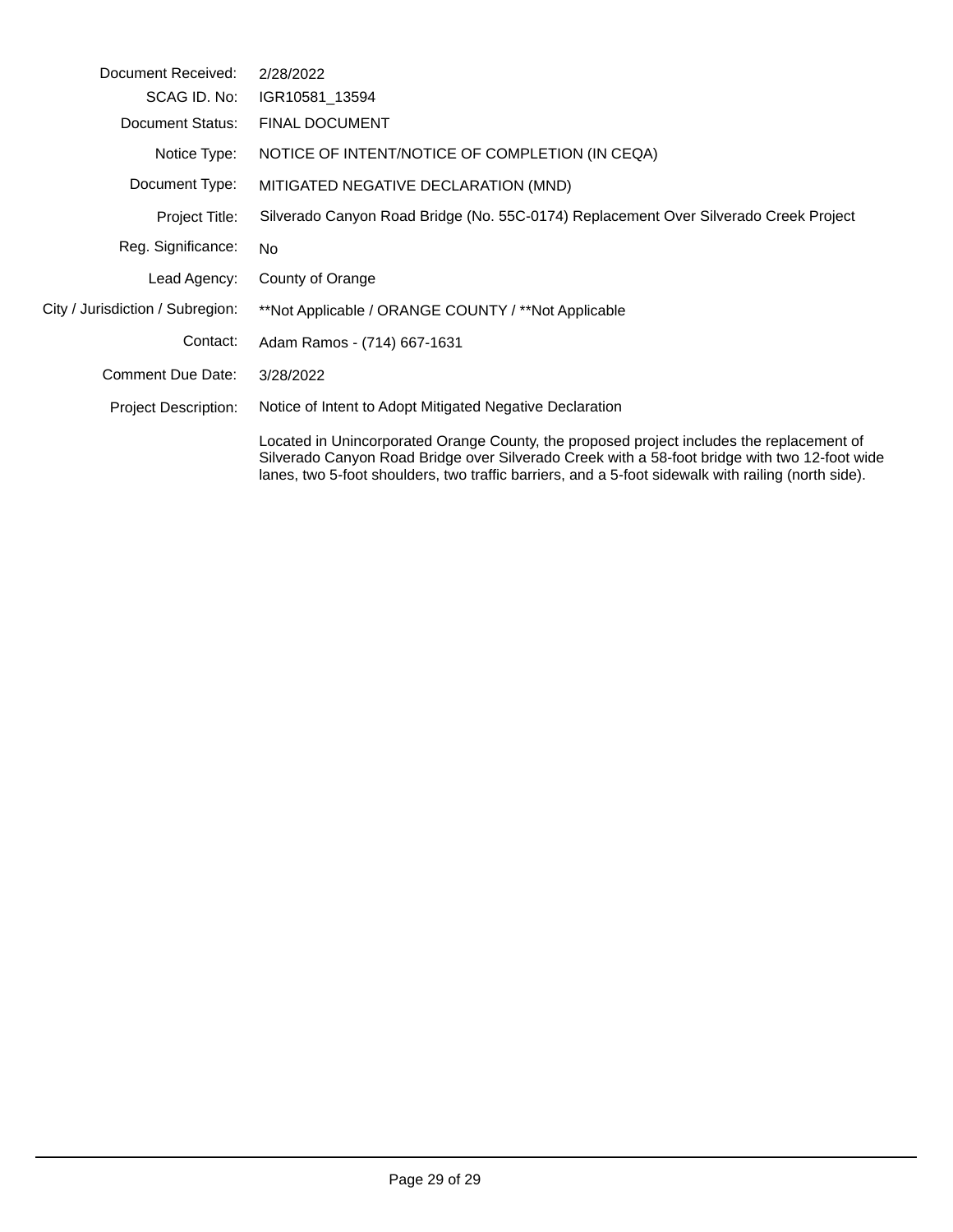| | |
|---|---|
| Document Received: | 2/28/2022 |
| SCAG ID. No: | IGR10581_13594 |
| Document Status: | FINAL DOCUMENT |
| Notice Type: | NOTICE OF INTENT/NOTICE OF COMPLETION (IN CEQA) |
| Document Type: | MITIGATED NEGATIVE DECLARATION (MND) |
| Project Title: | Silverado Canyon Road Bridge (No. 55C-0174) Replacement Over Silverado Creek Project |
| Reg. Significance: | No |
| Lead Agency: | County of Orange |
| City / Jurisdiction / Subregion: | **Not Applicable / ORANGE COUNTY / **Not Applicable |
| Contact: | Adam Ramos - (714) 667-1631 |
| Comment Due Date: | 3/28/2022 |
| Project Description: | Notice of Intent to Adopt Mitigated Negative Declaration<br><br>Located in Unincorporated Orange County, the proposed project includes the replacement of Silverado Canyon Road Bridge over Silverado Creek with a 58-foot bridge with two 12-foot wide lanes, two 5-foot shoulders, two traffic barriers, and a 5-foot sidewalk with railing (north side). |